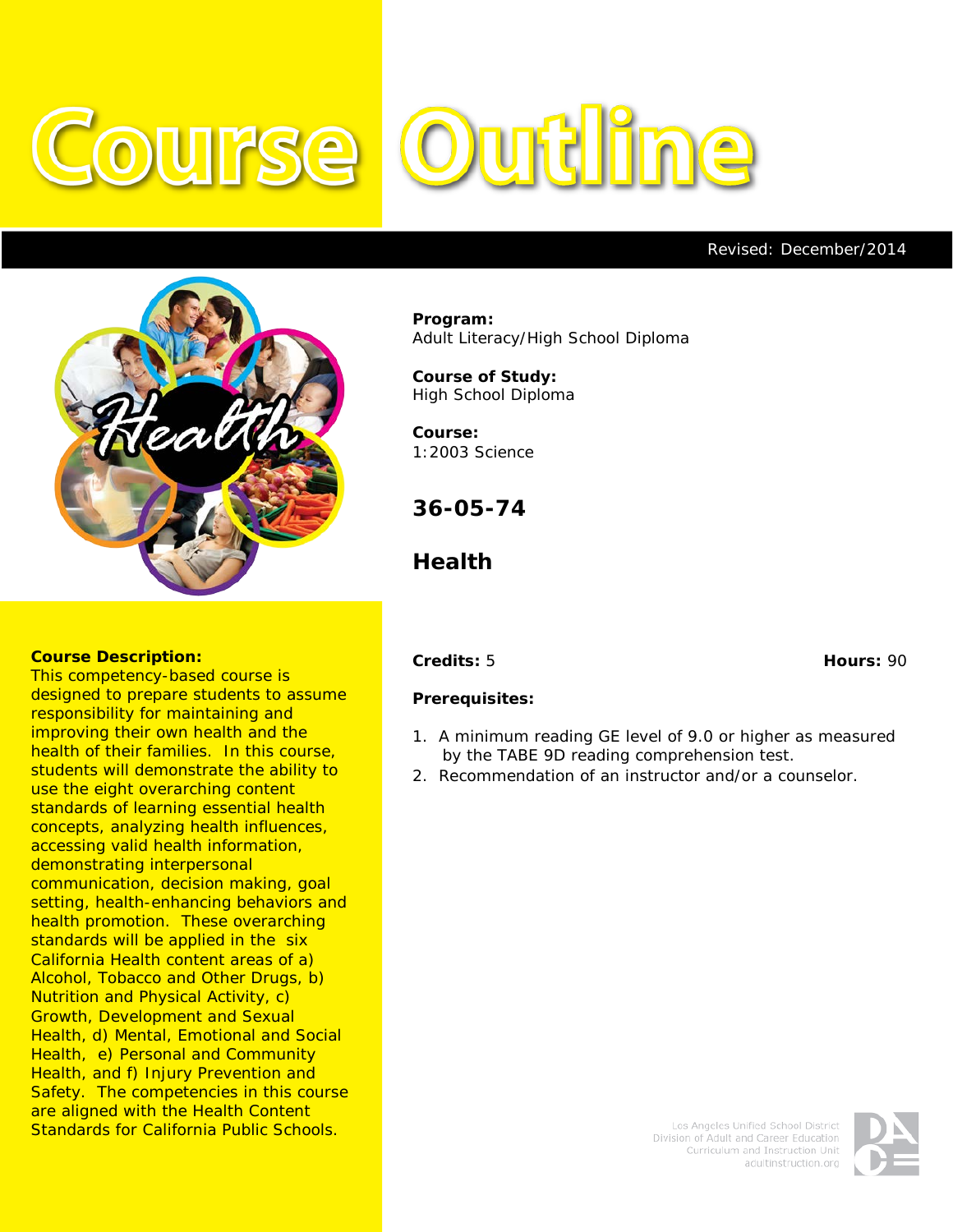# Course Outline

Revised: December/2014

**Program:**
Adult Literacy/High School Diploma

**Course of Study:**
High School Diploma

**Course:**
1:2003 Science

## 36-05-74

## Health

**Course Description:**
This competency-based course is designed to prepare students to assume responsibility for maintaining and improving their own health and the health of their families. In this course, students will demonstrate the ability to use the eight overarching content standards of learning essential health concepts, analyzing health influences, accessing valid health information, demonstrating interpersonal communication, decision making, goal setting, health-enhancing behaviors and health promotion. These overarching standards will be applied in the six California Health content areas of a) Alcohol, Tobacco and Other Drugs, b) Nutrition and Physical Activity, c) Growth, Development and Sexual Health, d) Mental, Emotional and Social Health, e) Personal and Community Health, and f) Injury Prevention and Safety. The competencies in this course are aligned with the Health Content Standards for California Public Schools.

**Credits:** 5 **Hours:** 90

**Prerequisites:**

1. A minimum reading GE level of 9.0 or higher as measured by the TABE 9D reading comprehension test.
2. Recommendation of an instructor and/or a counselor.

Los Angeles Unified School District
Division of Adult and Career Education
Curriculum and Instruction Unit
adultinstruction.org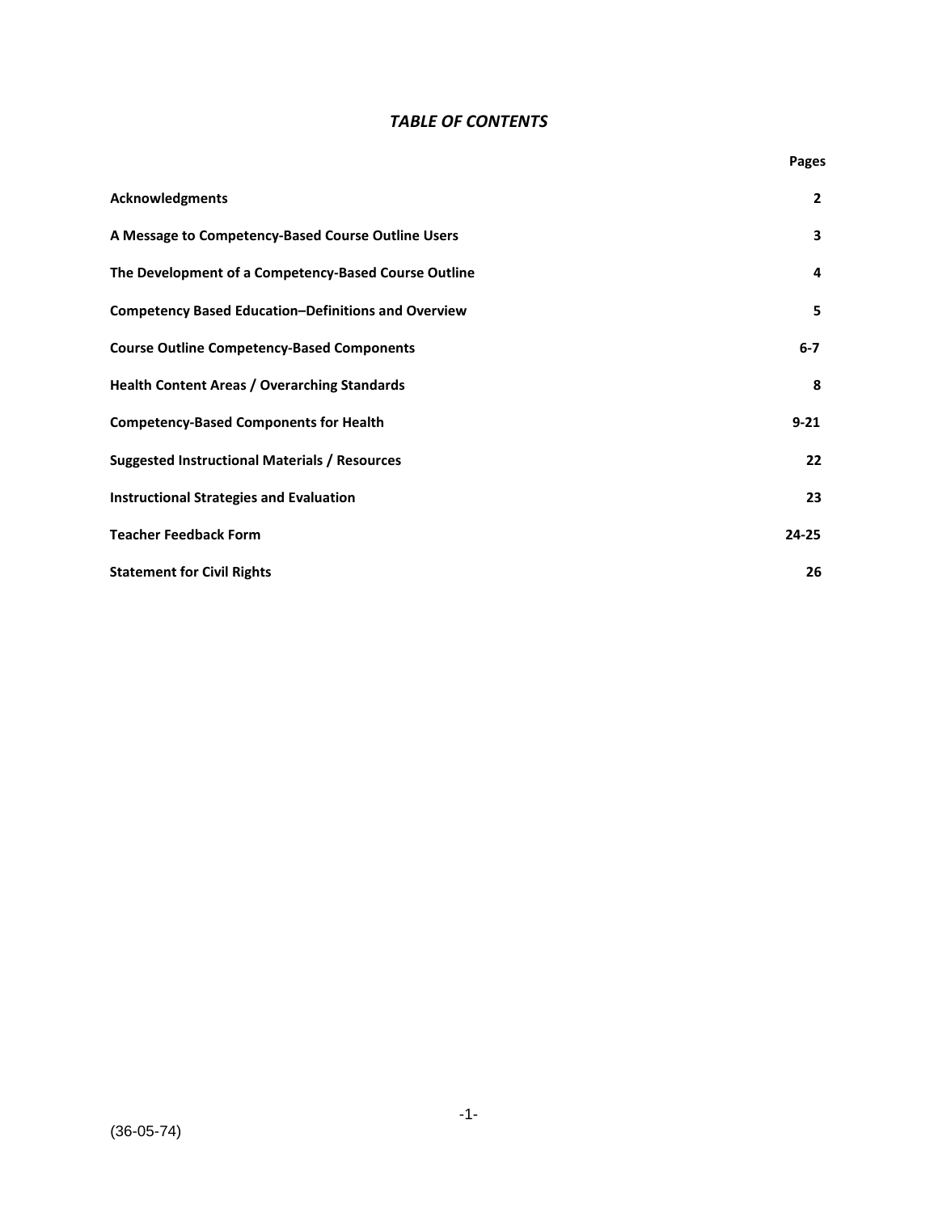# *TABLE OF CONTENTS*

| | Pages |
|---|---|
| **Acknowledgments** | **2** |
| **A Message to Competency-Based Course Outline Users** | **3** |
| **The Development of a Competency-Based Course Outline** | **4** |
| **Competency Based Education–Definitions and Overview** | **5** |
| **Course Outline Competency-Based Components** | **6-7** |
| **Health Content Areas / Overarching Standards** | **8** |
| **Competency-Based Components for Health** | **9-21** |
| **Suggested Instructional Materials / Resources** | **22** |
| **Instructional Strategies and Evaluation** | **23** |
| **Teacher Feedback Form** | **24-25** |
| **Statement for Civil Rights** | **26** |

(36-05-74)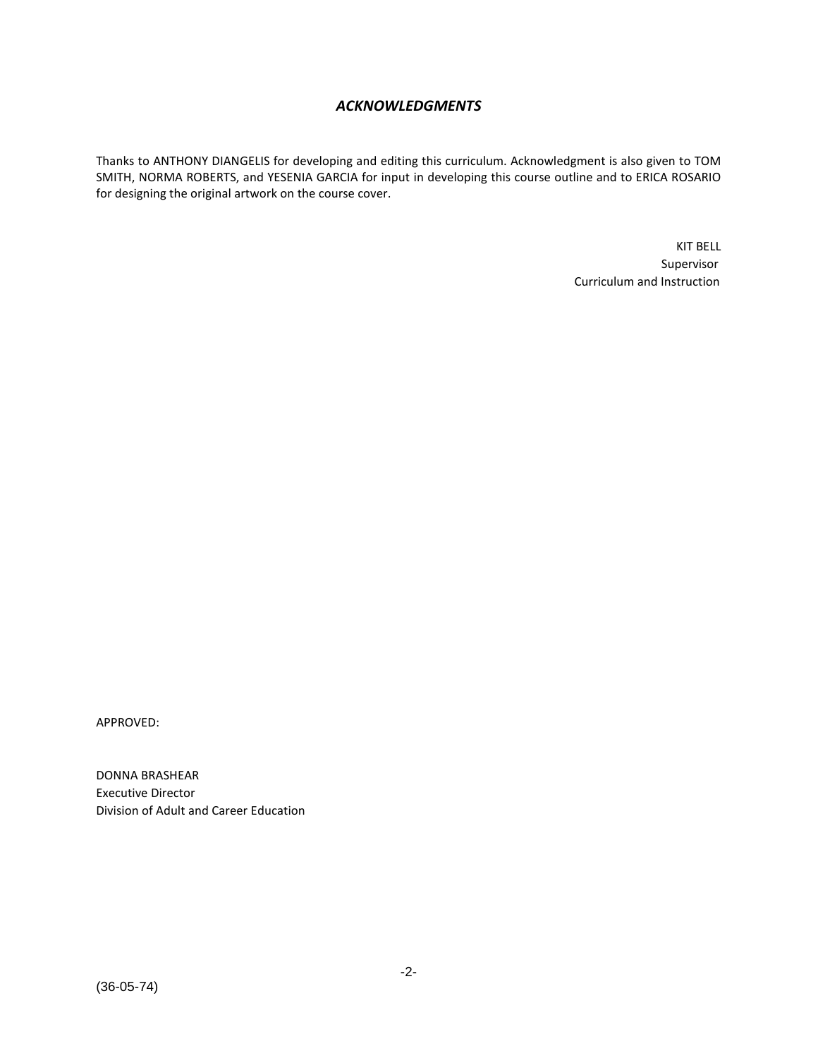## *ACKNOWLEDGMENTS*

Thanks to ANTHONY DIANGELIS for developing and editing this curriculum. Acknowledgment is also given to TOM SMITH, NORMA ROBERTS, and YESENIA GARCIA for input in developing this course outline and to ERICA ROSARIO for designing the original artwork on the course cover.

KIT BELL
Supervisor
Curriculum and Instruction

APPROVED:

DONNA BRASHEAR
Executive Director
Division of Adult and Career Education

(36-05-74)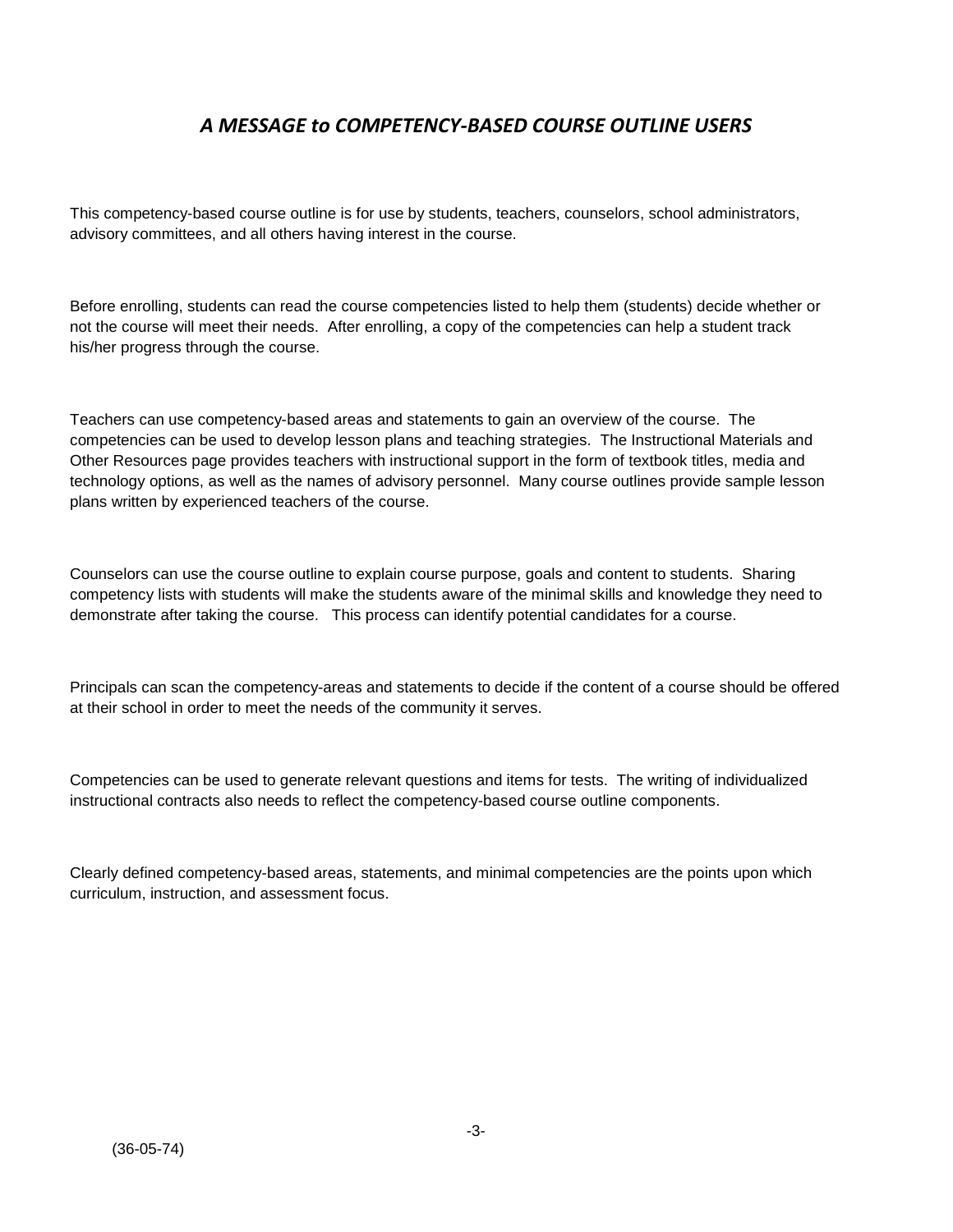## *A MESSAGE to COMPETENCY-BASED COURSE OUTLINE USERS*

This competency-based course outline is for use by students, teachers, counselors, school administrators, advisory committees, and all others having interest in the course.

Before enrolling, students can read the course competencies listed to help them (students) decide whether or not the course will meet their needs. After enrolling, a copy of the competencies can help a student track his/her progress through the course.

Teachers can use competency-based areas and statements to gain an overview of the course. The competencies can be used to develop lesson plans and teaching strategies. The Instructional Materials and Other Resources page provides teachers with instructional support in the form of textbook titles, media and technology options, as well as the names of advisory personnel. Many course outlines provide sample lesson plans written by experienced teachers of the course.

Counselors can use the course outline to explain course purpose, goals and content to students. Sharing competency lists with students will make the students aware of the minimal skills and knowledge they need to demonstrate after taking the course. This process can identify potential candidates for a course.

Principals can scan the competency-areas and statements to decide if the content of a course should be offered at their school in order to meet the needs of the community it serves.

Competencies can be used to generate relevant questions and items for tests. The writing of individualized instructional contracts also needs to reflect the competency-based course outline components.

Clearly defined competency-based areas, statements, and minimal competencies are the points upon which curriculum, instruction, and assessment focus.

(36-05-74)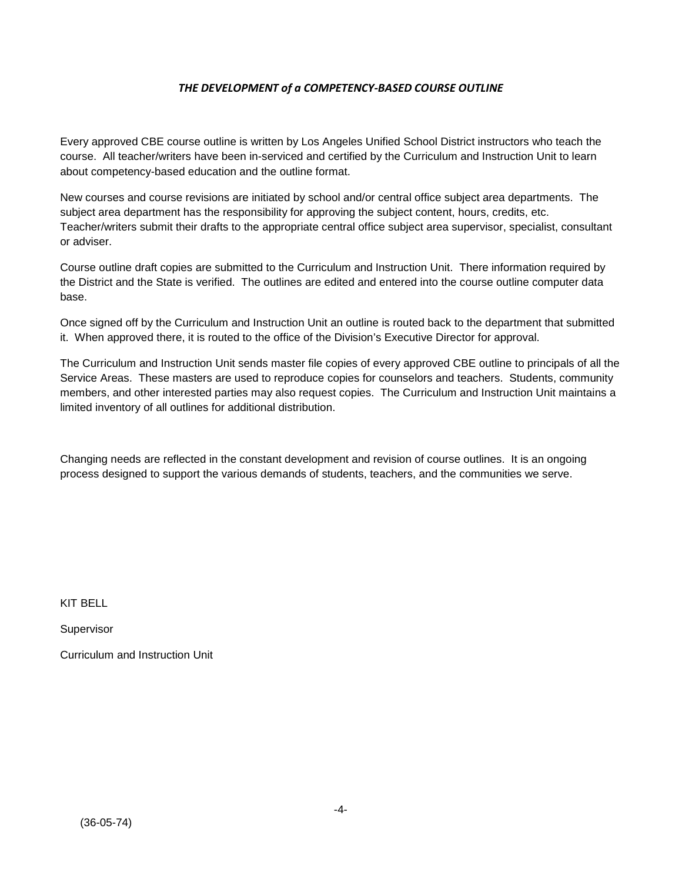### ***THE DEVELOPMENT of a COMPETENCY-BASED COURSE OUTLINE***

Every approved CBE course outline is written by Los Angeles Unified School District instructors who teach the course. All teacher/writers have been in-serviced and certified by the Curriculum and Instruction Unit to learn about competency-based education and the outline format.

New courses and course revisions are initiated by school and/or central office subject area departments. The subject area department has the responsibility for approving the subject content, hours, credits, etc. Teacher/writers submit their drafts to the appropriate central office subject area supervisor, specialist, consultant or adviser.

Course outline draft copies are submitted to the Curriculum and Instruction Unit. There information required by the District and the State is verified. The outlines are edited and entered into the course outline computer data base.

Once signed off by the Curriculum and Instruction Unit an outline is routed back to the department that submitted it. When approved there, it is routed to the office of the Division's Executive Director for approval.

The Curriculum and Instruction Unit sends master file copies of every approved CBE outline to principals of all the Service Areas. These masters are used to reproduce copies for counselors and teachers. Students, community members, and other interested parties may also request copies. The Curriculum and Instruction Unit maintains a limited inventory of all outlines for additional distribution.

Changing needs are reflected in the constant development and revision of course outlines. It is an ongoing process designed to support the various demands of students, teachers, and the communities we serve.

KIT BELL

Supervisor

Curriculum and Instruction Unit

(36-05-74)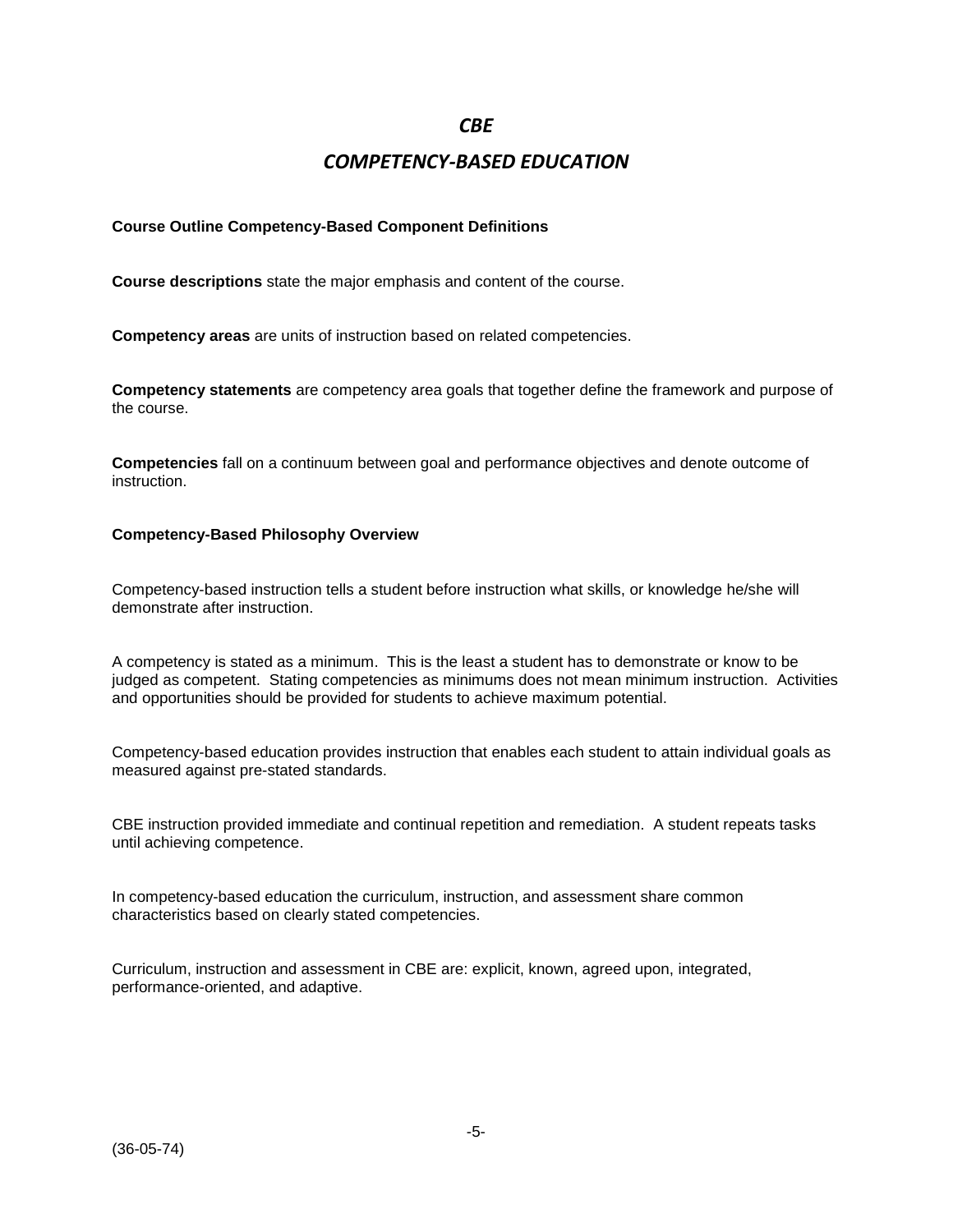# *CBE*

# *COMPETENCY-BASED EDUCATION*

**Course Outline Competency-Based Component Definitions**

**Course descriptions** state the major emphasis and content of the course.

**Competency areas** are units of instruction based on related competencies.

**Competency statements** are competency area goals that together define the framework and purpose of the course.

**Competencies** fall on a continuum between goal and performance objectives and denote outcome of instruction.

**Competency-Based Philosophy Overview**

Competency-based instruction tells a student before instruction what skills, or knowledge he/she will demonstrate after instruction.

A competency is stated as a minimum. This is the least a student has to demonstrate or know to be judged as competent. Stating competencies as minimums does not mean minimum instruction. Activities and opportunities should be provided for students to achieve maximum potential.

Competency-based education provides instruction that enables each student to attain individual goals as measured against pre-stated standards.

CBE instruction provided immediate and continual repetition and remediation. A student repeats tasks until achieving competence.

In competency-based education the curriculum, instruction, and assessment share common characteristics based on clearly stated competencies.

Curriculum, instruction and assessment in CBE are: explicit, known, agreed upon, integrated, performance-oriented, and adaptive.

(36-05-74)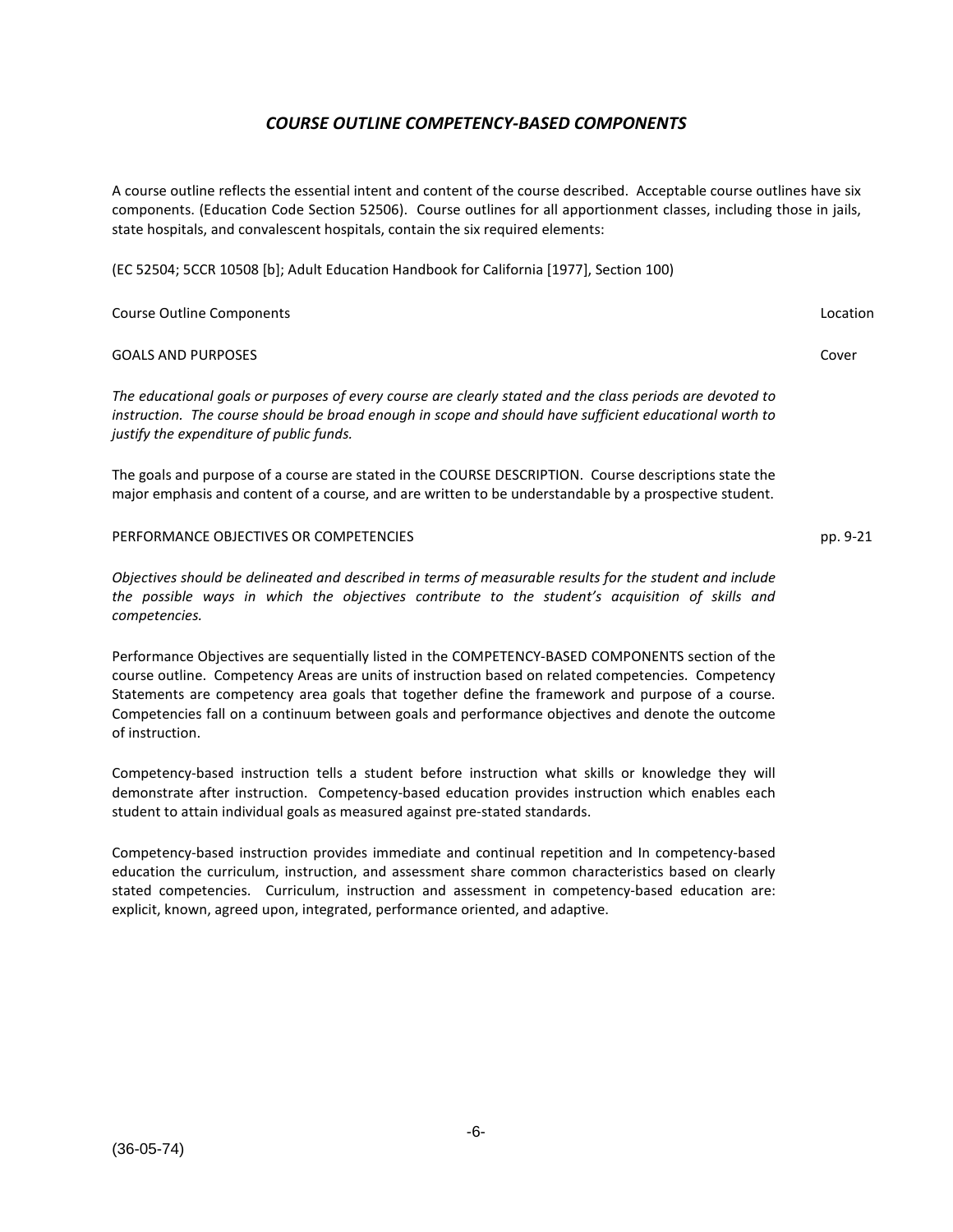## *COURSE OUTLINE COMPETENCY-BASED COMPONENTS*

A course outline reflects the essential intent and content of the course described. Acceptable course outlines have six components. (Education Code Section 52506). Course outlines for all apportionment classes, including those in jails, state hospitals, and convalescent hospitals, contain the six required elements:

(EC 52504; 5CCR 10508 [b]; Adult Education Handbook for California [1977], Section 100)

| Course Outline Components | Location |
|---|---|
| GOALS AND PURPOSES | Cover |

*The educational goals or purposes of every course are clearly stated and the class periods are devoted to instruction. The course should be broad enough in scope and should have sufficient educational worth to justify the expenditure of public funds.*

The goals and purpose of a course are stated in the COURSE DESCRIPTION. Course descriptions state the major emphasis and content of a course, and are written to be understandable by a prospective student.

| | |
|---|---|
| PERFORMANCE OBJECTIVES OR COMPETENCIES | pp. 9-21 |

*Objectives should be delineated and described in terms of measurable results for the student and include the possible ways in which the objectives contribute to the student's acquisition of skills and competencies.*

Performance Objectives are sequentially listed in the COMPETENCY-BASED COMPONENTS section of the course outline. Competency Areas are units of instruction based on related competencies. Competency Statements are competency area goals that together define the framework and purpose of a course. Competencies fall on a continuum between goals and performance objectives and denote the outcome of instruction.

Competency-based instruction tells a student before instruction what skills or knowledge they will demonstrate after instruction. Competency-based education provides instruction which enables each student to attain individual goals as measured against pre-stated standards.

Competency-based instruction provides immediate and continual repetition and In competency-based education the curriculum, instruction, and assessment share common characteristics based on clearly stated competencies. Curriculum, instruction and assessment in competency-based education are: explicit, known, agreed upon, integrated, performance oriented, and adaptive.

(36-05-74)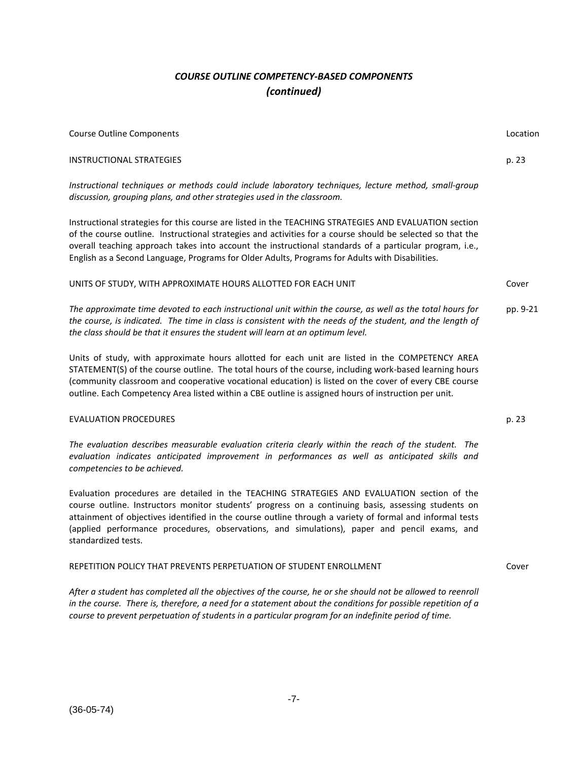## *COURSE OUTLINE COMPETENCY-BASED COMPONENTS*
## *(continued)*

| Course Outline Components | Location |
|---|---|
| INSTRUCTIONAL STRATEGIES | p. 23 |

*Instructional techniques or methods could include laboratory techniques, lecture method, small-group discussion, grouping plans, and other strategies used in the classroom.*

Instructional strategies for this course are listed in the TEACHING STRATEGIES AND EVALUATION section of the course outline. Instructional strategies and activities for a course should be selected so that the overall teaching approach takes into account the instructional standards of a particular program, i.e., English as a Second Language, Programs for Older Adults, Programs for Adults with Disabilities.

| | |
|---|---|
| UNITS OF STUDY, WITH APPROXIMATE HOURS ALLOTTED FOR EACH UNIT | Cover |
| *The approximate time devoted to each instructional unit within the course, as well as the total hours for the course, is indicated. The time in class is consistent with the needs of the student, and the length of the class should be that it ensures the student will learn at an optimum level.* | pp. 9-21 |

Units of study, with approximate hours allotted for each unit are listed in the COMPETENCY AREA STATEMENT(S) of the course outline. The total hours of the course, including work-based learning hours (community classroom and cooperative vocational education) is listed on the cover of every CBE course outline. Each Competency Area listed within a CBE outline is assigned hours of instruction per unit.

| | |
|---|---|
| EVALUATION PROCEDURES | p. 23 |

*The evaluation describes measurable evaluation criteria clearly within the reach of the student. The evaluation indicates anticipated improvement in performances as well as anticipated skills and competencies to be achieved.*

Evaluation procedures are detailed in the TEACHING STRATEGIES AND EVALUATION section of the course outline. Instructors monitor students' progress on a continuing basis, assessing students on attainment of objectives identified in the course outline through a variety of formal and informal tests (applied performance procedures, observations, and simulations), paper and pencil exams, and standardized tests.

| | |
|---|---|
| REPETITION POLICY THAT PREVENTS PERPETUATION OF STUDENT ENROLLMENT | Cover |

*After a student has completed all the objectives of the course, he or she should not be allowed to reenroll in the course. There is, therefore, a need for a statement about the conditions for possible repetition of a course to prevent perpetuation of students in a particular program for an indefinite period of time.*

(36-05-74)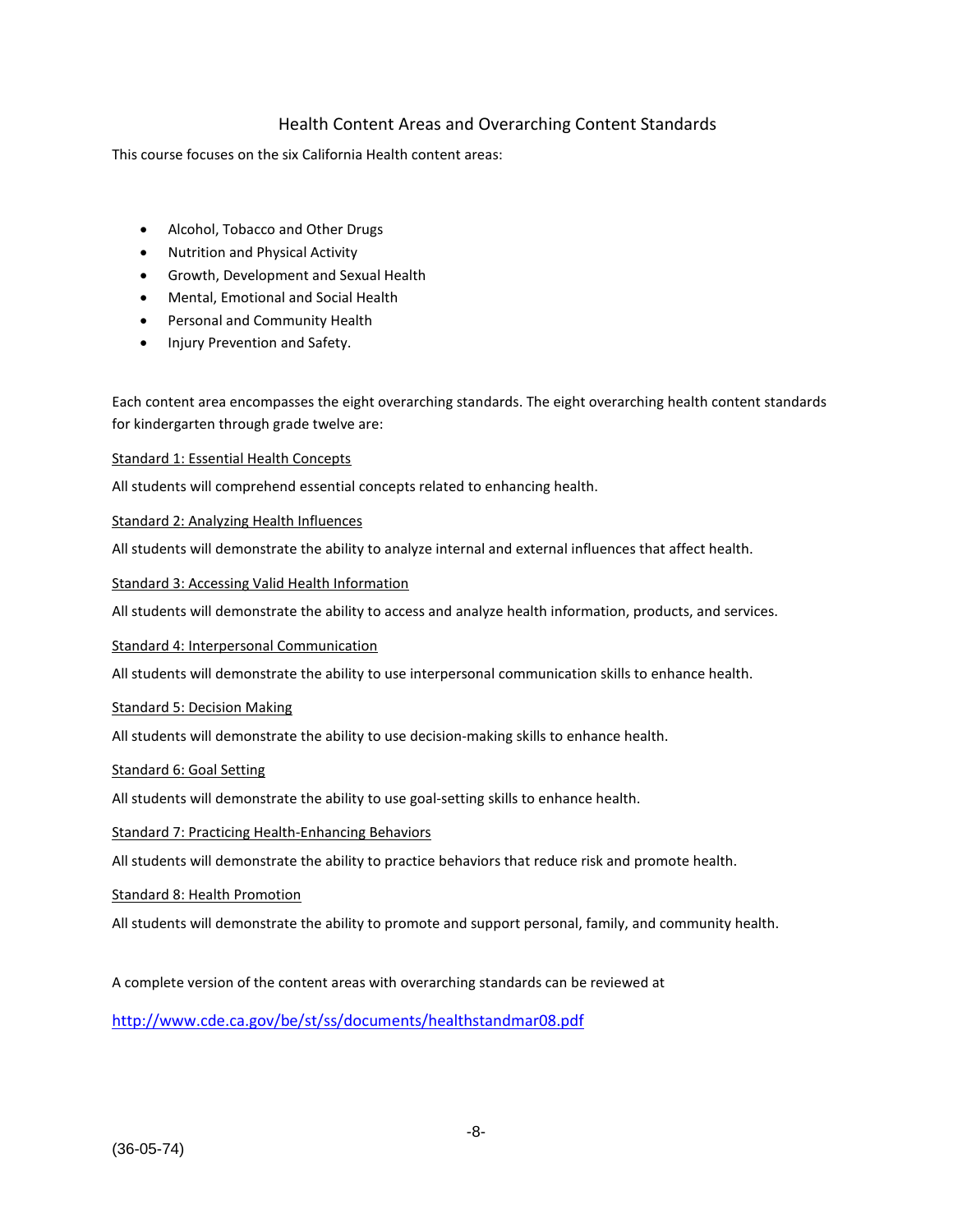## Health Content Areas and Overarching Content Standards

This course focuses on the six California Health content areas:

- Alcohol, Tobacco and Other Drugs
- Nutrition and Physical Activity
- Growth, Development and Sexual Health
- Mental, Emotional and Social Health
- Personal and Community Health
- Injury Prevention and Safety.

Each content area encompasses the eight overarching standards. The eight overarching health content standards for kindergarten through grade twelve are:

Standard 1: Essential Health Concepts

All students will comprehend essential concepts related to enhancing health.

Standard 2: Analyzing Health Influences

All students will demonstrate the ability to analyze internal and external influences that affect health.

Standard 3: Accessing Valid Health Information

All students will demonstrate the ability to access and analyze health information, products, and services.

Standard 4: Interpersonal Communication

All students will demonstrate the ability to use interpersonal communication skills to enhance health.

Standard 5: Decision Making

All students will demonstrate the ability to use decision-making skills to enhance health.

Standard 6: Goal Setting

All students will demonstrate the ability to use goal-setting skills to enhance health.

Standard 7: Practicing Health-Enhancing Behaviors

All students will demonstrate the ability to practice behaviors that reduce risk and promote health.

Standard 8: Health Promotion

All students will demonstrate the ability to promote and support personal, family, and community health.

A complete version of the content areas with overarching standards can be reviewed at

http://www.cde.ca.gov/be/st/ss/documents/healthstandmar08.pdf

(36-05-74)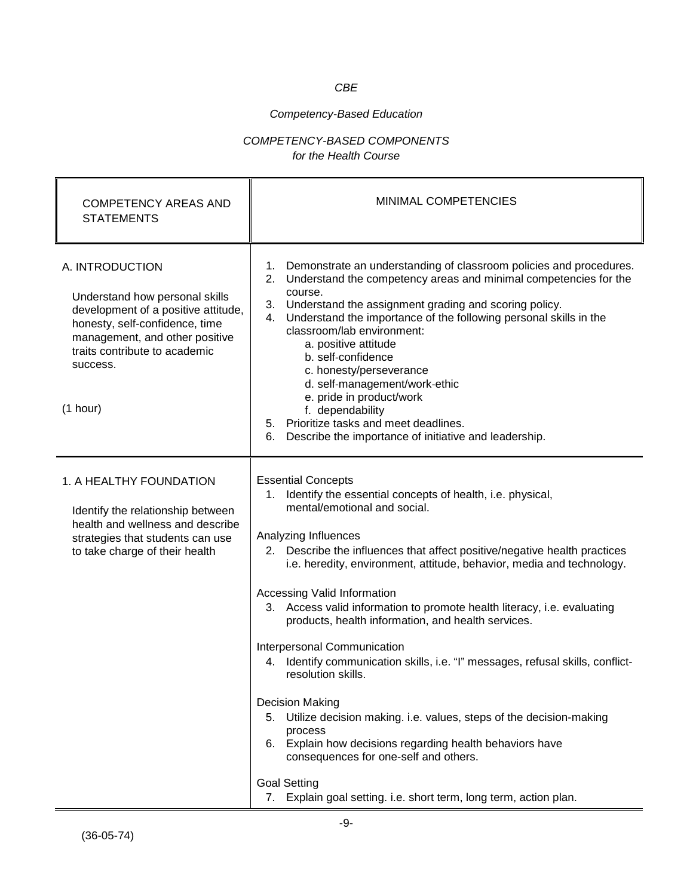*CBE*

*Competency-Based Education*

*COMPETENCY-BASED COMPONENTS*
*for the Health Course*

| COMPETENCY AREAS AND STATEMENTS | MINIMAL COMPETENCIES |
|---|---|
| A. INTRODUCTION<br><br>Understand how personal skills development of a positive attitude, honesty, self-confidence, time management, and other positive traits contribute to academic success.<br><br>(1 hour) | 1. Demonstrate an understanding of classroom policies and procedures.<br>2. Understand the competency areas and minimal competencies for the course.<br>3. Understand the assignment grading and scoring policy.<br>4. Understand the importance of the following personal skills in the classroom/lab environment:<br>a. positive attitude<br>b. self-confidence<br>c. honesty/perseverance<br>d. self-management/work-ethic<br>e. pride in product/work<br>f. dependability<br>5. Prioritize tasks and meet deadlines.<br>6. Describe the importance of initiative and leadership. |
| 1. A HEALTHY FOUNDATION<br><br>Identify the relationship between health and wellness and describe strategies that students can use to take charge of their health | Essential Concepts<br>1. Identify the essential concepts of health, i.e. physical, mental/emotional and social.<br><br>Analyzing Influences<br>2. Describe the influences that affect positive/negative health practices i.e. heredity, environment, attitude, behavior, media and technology.<br><br>Accessing Valid Information<br>3. Access valid information to promote health literacy, i.e. evaluating products, health information, and health services.<br><br>Interpersonal Communication<br>4. Identify communication skills, i.e. "I" messages, refusal skills, conflict-resolution skills.<br><br>Decision Making<br>5. Utilize decision making. i.e. values, steps of the decision-making process<br>6. Explain how decisions regarding health behaviors have consequences for one-self and others.<br><br>Goal Setting<br>7. Explain goal setting. i.e. short term, long term, action plan. |

(36-05-74)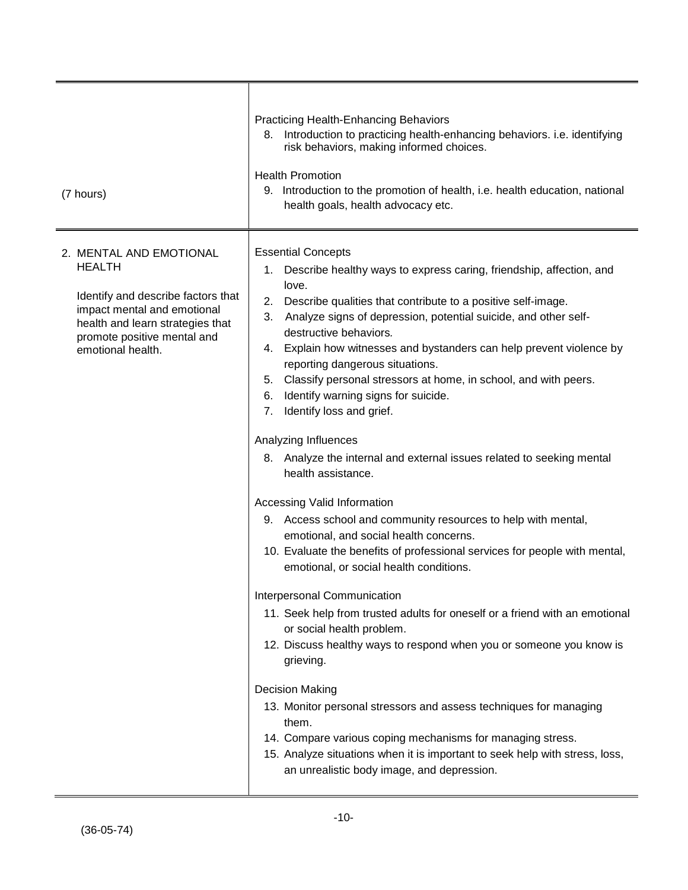| | |
|---|---|
| (7 hours) | Practicing Health-Enhancing Behaviors<br>8. Introduction to practicing health-enhancing behaviors. i.e. identifying risk behaviors, making informed choices.<br><br>Health Promotion<br>9. Introduction to the promotion of health, i.e. health education, national health goals, health advocacy etc. |
| 2. MENTAL AND EMOTIONAL HEALTH<br><br>Identify and describe factors that impact mental and emotional health and learn strategies that promote positive mental and emotional health. | Essential Concepts<br>1. Describe healthy ways to express caring, friendship, affection, and love.<br>2. Describe qualities that contribute to a positive self-image.<br>3. Analyze signs of depression, potential suicide, and other self-destructive behaviors.<br>4. Explain how witnesses and bystanders can help prevent violence by reporting dangerous situations.<br>5. Classify personal stressors at home, in school, and with peers.<br>6. Identify warning signs for suicide.<br>7. Identify loss and grief.<br><br>Analyzing Influences<br>8. Analyze the internal and external issues related to seeking mental health assistance.<br><br>Accessing Valid Information<br>9. Access school and community resources to help with mental, emotional, and social health concerns.<br>10. Evaluate the benefits of professional services for people with mental, emotional, or social health conditions.<br><br>Interpersonal Communication<br>11. Seek help from trusted adults for oneself or a friend with an emotional or social health problem.<br>12. Discuss healthy ways to respond when you or someone you know is grieving.<br><br>Decision Making<br>13. Monitor personal stressors and assess techniques for managing them.<br>14. Compare various coping mechanisms for managing stress.<br>15. Analyze situations when it is important to seek help with stress, loss, an unrealistic body image, and depression. |

(36-05-74)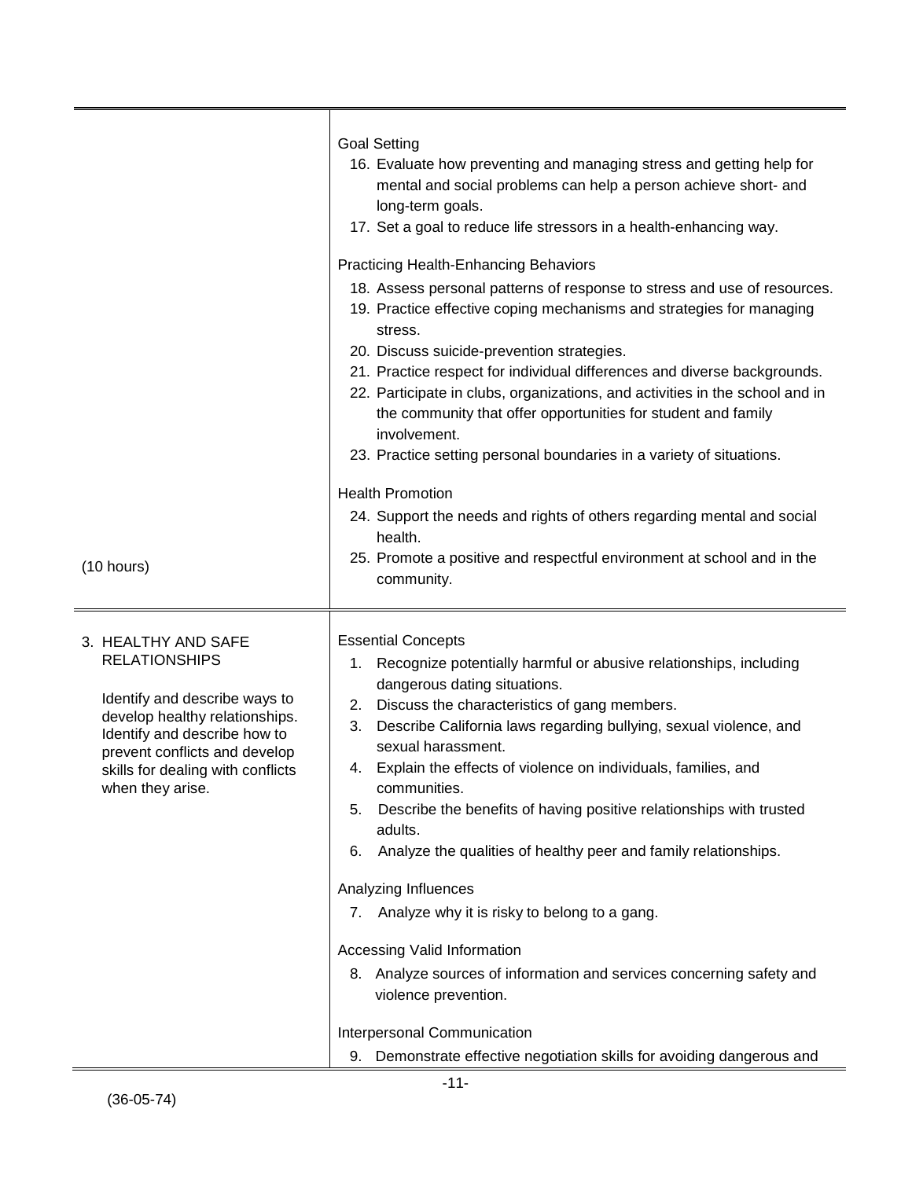| | |
|---|---|
| (10 hours) | Goal Setting<br>16. Evaluate how preventing and managing stress and getting help for mental and social problems can help a person achieve short- and long-term goals.<br>17. Set a goal to reduce life stressors in a health-enhancing way.<br><br>Practicing Health-Enhancing Behaviors<br>18. Assess personal patterns of response to stress and use of resources.<br>19. Practice effective coping mechanisms and strategies for managing stress.<br>20. Discuss suicide-prevention strategies.<br>21. Practice respect for individual differences and diverse backgrounds.<br>22. Participate in clubs, organizations, and activities in the school and in the community that offer opportunities for student and family involvement.<br>23. Practice setting personal boundaries in a variety of situations.<br><br>Health Promotion<br>24. Support the needs and rights of others regarding mental and social health.<br>25. Promote a positive and respectful environment at school and in the community. |
| 3. HEALTHY AND SAFE RELATIONSHIPS<br><br>Identify and describe ways to develop healthy relationships. Identify and describe how to prevent conflicts and develop skills for dealing with conflicts when they arise. | Essential Concepts<br>1. Recognize potentially harmful or abusive relationships, including dangerous dating situations.<br>2. Discuss the characteristics of gang members.<br>3. Describe California laws regarding bullying, sexual violence, and sexual harassment.<br>4. Explain the effects of violence on individuals, families, and communities.<br>5. Describe the benefits of having positive relationships with trusted adults.<br>6. Analyze the qualities of healthy peer and family relationships.<br><br>Analyzing Influences<br>7. Analyze why it is risky to belong to a gang.<br><br>Accessing Valid Information<br>8. Analyze sources of information and services concerning safety and violence prevention.<br><br>Interpersonal Communication<br>9. Demonstrate effective negotiation skills for avoiding dangerous and |

(36-05-74)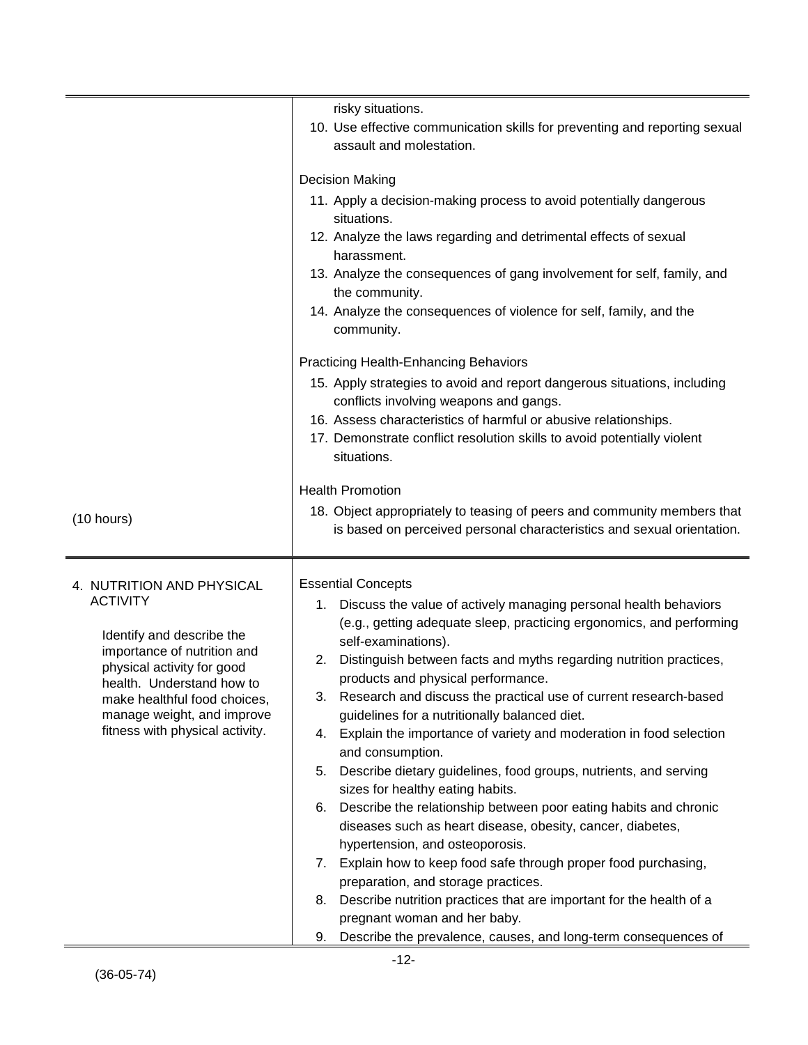| | |
|---|---|
| (10 hours) | risky situations.<br>10. Use effective communication skills for preventing and reporting sexual assault and molestation.<br><br>Decision Making<br>11. Apply a decision-making process to avoid potentially dangerous situations.<br>12. Analyze the laws regarding and detrimental effects of sexual harassment.<br>13. Analyze the consequences of gang involvement for self, family, and the community.<br>14. Analyze the consequences of violence for self, family, and the community.<br><br>Practicing Health-Enhancing Behaviors<br>15. Apply strategies to avoid and report dangerous situations, including conflicts involving weapons and gangs.<br>16. Assess characteristics of harmful or abusive relationships.<br>17. Demonstrate conflict resolution skills to avoid potentially violent situations.<br><br>Health Promotion<br>18. Object appropriately to teasing of peers and community members that is based on perceived personal characteristics and sexual orientation. |
| 4. NUTRITION AND PHYSICAL ACTIVITY<br><br>Identify and describe the importance of nutrition and physical activity for good health. Understand how to make healthful food choices, manage weight, and improve fitness with physical activity. | Essential Concepts<br>1. Discuss the value of actively managing personal health behaviors (e.g., getting adequate sleep, practicing ergonomics, and performing self-examinations).<br>2. Distinguish between facts and myths regarding nutrition practices, products and physical performance.<br>3. Research and discuss the practical use of current research-based guidelines for a nutritionally balanced diet.<br>4. Explain the importance of variety and moderation in food selection and consumption.<br>5. Describe dietary guidelines, food groups, nutrients, and serving sizes for healthy eating habits.<br>6. Describe the relationship between poor eating habits and chronic diseases such as heart disease, obesity, cancer, diabetes, hypertension, and osteoporosis.<br>7. Explain how to keep food safe through proper food purchasing, preparation, and storage practices.<br>8. Describe nutrition practices that are important for the health of a pregnant woman and her baby.<br>9. Describe the prevalence, causes, and long-term consequences of |

(36-05-74)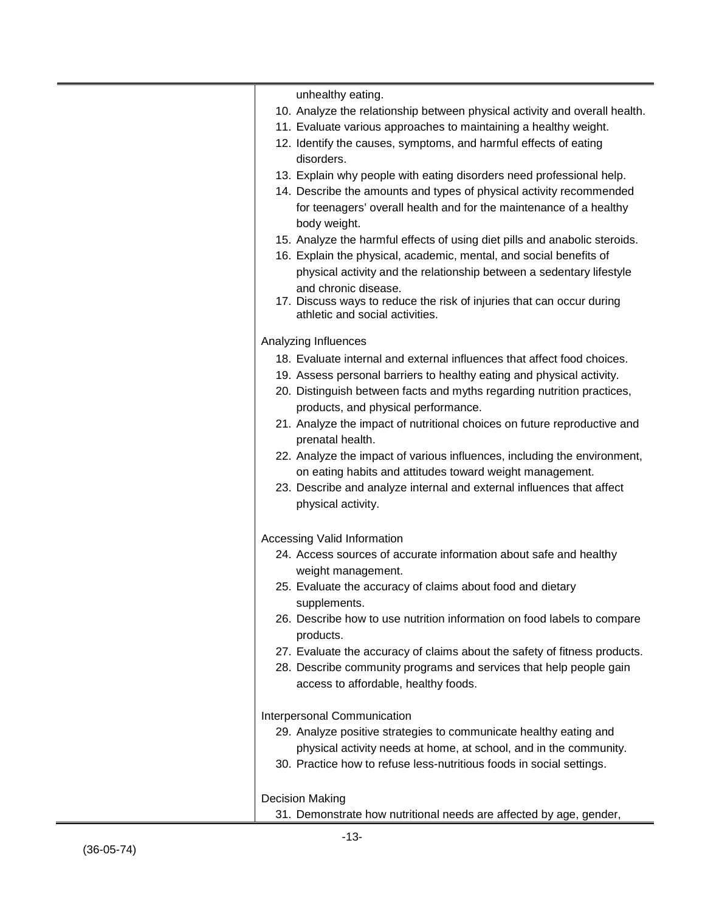unhealthy eating.

10. Analyze the relationship between physical activity and overall health.
11. Evaluate various approaches to maintaining a healthy weight.
12. Identify the causes, symptoms, and harmful effects of eating disorders.
13. Explain why people with eating disorders need professional help.
14. Describe the amounts and types of physical activity recommended for teenagers' overall health and for the maintenance of a healthy body weight.
15. Analyze the harmful effects of using diet pills and anabolic steroids.
16. Explain the physical, academic, mental, and social benefits of physical activity and the relationship between a sedentary lifestyle and chronic disease.
17. Discuss ways to reduce the risk of injuries that can occur during athletic and social activities.

Analyzing Influences

18. Evaluate internal and external influences that affect food choices.
19. Assess personal barriers to healthy eating and physical activity.
20. Distinguish between facts and myths regarding nutrition practices, products, and physical performance.
21. Analyze the impact of nutritional choices on future reproductive and prenatal health.
22. Analyze the impact of various influences, including the environment, on eating habits and attitudes toward weight management.
23. Describe and analyze internal and external influences that affect physical activity.

Accessing Valid Information

24. Access sources of accurate information about safe and healthy weight management.
25. Evaluate the accuracy of claims about food and dietary supplements.
26. Describe how to use nutrition information on food labels to compare products.
27. Evaluate the accuracy of claims about the safety of fitness products.
28. Describe community programs and services that help people gain access to affordable, healthy foods.

Interpersonal Communication

29. Analyze positive strategies to communicate healthy eating and physical activity needs at home, at school, and in the community.
30. Practice how to refuse less-nutritious foods in social settings.

Decision Making

31. Demonstrate how nutritional needs are affected by age, gender,

(36-05-74)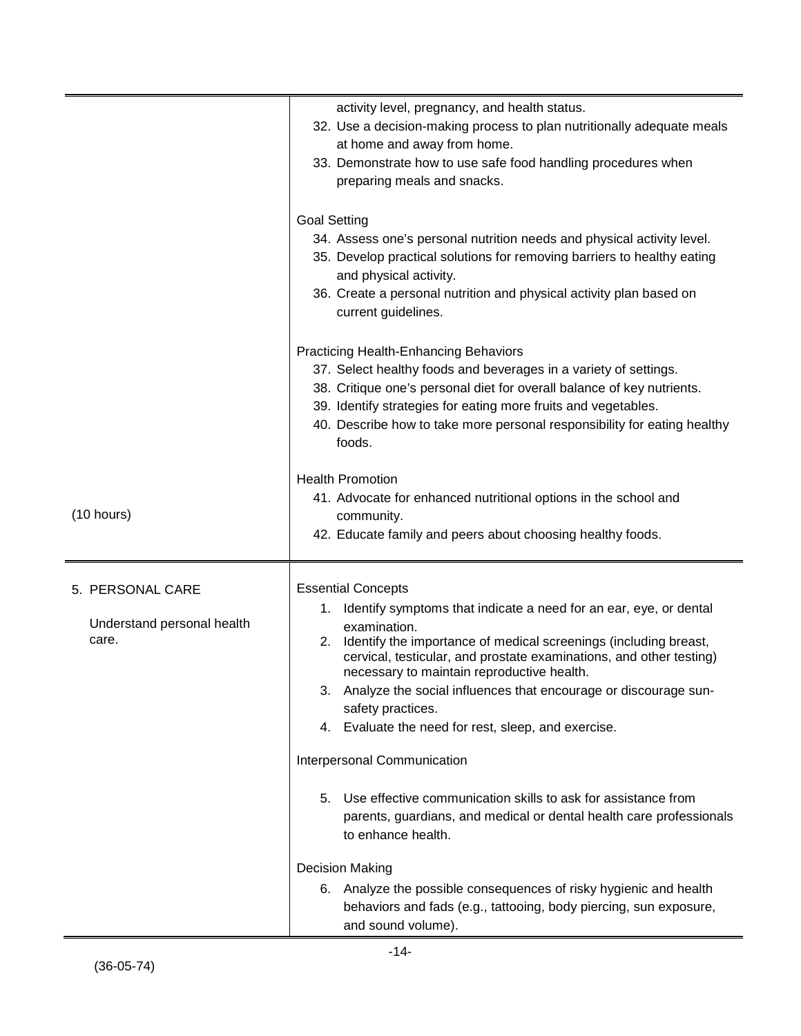| | |
|---|---|
| (10 hours) | activity level, pregnancy, and health status.<br>32. Use a decision-making process to plan nutritionally adequate meals at home and away from home.<br>33. Demonstrate how to use safe food handling procedures when preparing meals and snacks.<br><br>Goal Setting<br>34. Assess one's personal nutrition needs and physical activity level.<br>35. Develop practical solutions for removing barriers to healthy eating and physical activity.<br>36. Create a personal nutrition and physical activity plan based on current guidelines.<br><br>Practicing Health-Enhancing Behaviors<br>37. Select healthy foods and beverages in a variety of settings.<br>38. Critique one's personal diet for overall balance of key nutrients.<br>39. Identify strategies for eating more fruits and vegetables.<br>40. Describe how to take more personal responsibility for eating healthy foods.<br><br>Health Promotion<br>41. Advocate for enhanced nutritional options in the school and community.<br>42. Educate family and peers about choosing healthy foods. |
| 5. PERSONAL CARE<br><br>Understand personal health care. | Essential Concepts<br>1. Identify symptoms that indicate a need for an ear, eye, or dental examination.<br>2. Identify the importance of medical screenings (including breast, cervical, testicular, and prostate examinations, and other testing) necessary to maintain reproductive health.<br>3. Analyze the social influences that encourage or discourage sun-safety practices.<br>4. Evaluate the need for rest, sleep, and exercise.<br><br>Interpersonal Communication<br><br>5. Use effective communication skills to ask for assistance from parents, guardians, and medical or dental health care professionals to enhance health.<br><br>Decision Making<br>6. Analyze the possible consequences of risky hygienic and health behaviors and fads (e.g., tattooing, body piercing, sun exposure, and sound volume). |

(36-05-74)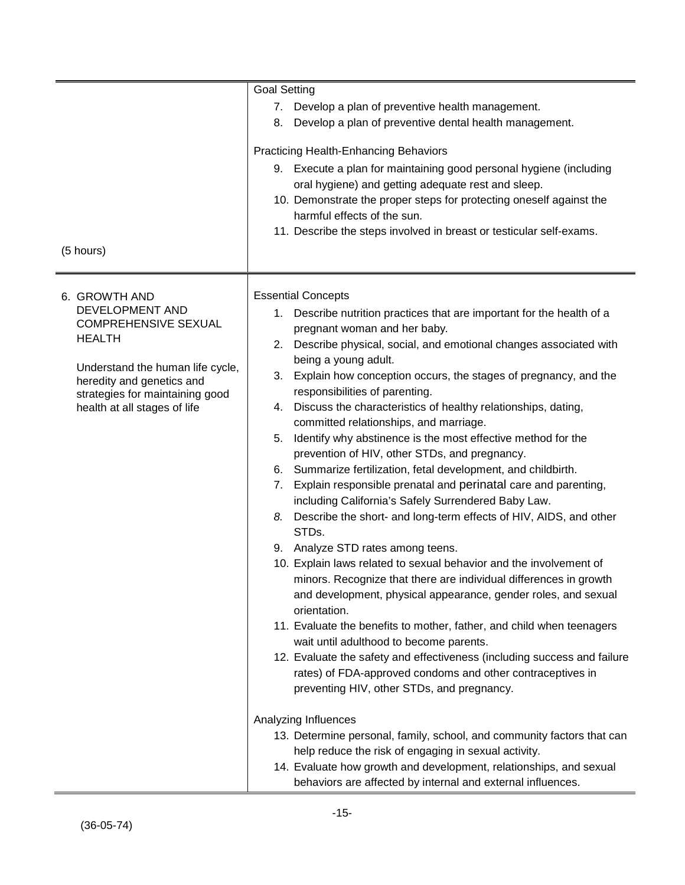| | |
|---|---|
| (5 hours) | Goal Setting<br>7. Develop a plan of preventive health management.<br>8. Develop a plan of preventive dental health management.<br><br>Practicing Health-Enhancing Behaviors<br>9. Execute a plan for maintaining good personal hygiene (including oral hygiene) and getting adequate rest and sleep.<br>10. Demonstrate the proper steps for protecting oneself against the harmful effects of the sun.<br>11. Describe the steps involved in breast or testicular self-exams. |
| 6. GROWTH AND DEVELOPMENT AND COMPREHENSIVE SEXUAL HEALTH<br><br>Understand the human life cycle, heredity and genetics and strategies for maintaining good health at all stages of life | Essential Concepts<br>1. Describe nutrition practices that are important for the health of a pregnant woman and her baby.<br>2. Describe physical, social, and emotional changes associated with being a young adult.<br>3. Explain how conception occurs, the stages of pregnancy, and the responsibilities of parenting.<br>4. Discuss the characteristics of healthy relationships, dating, committed relationships, and marriage.<br>5. Identify why abstinence is the most effective method for the prevention of HIV, other STDs, and pregnancy.<br>6. Summarize fertilization, fetal development, and childbirth.<br>7. Explain responsible prenatal and perinatal care and parenting, including California's Safely Surrendered Baby Law.<br>*8.* Describe the short- and long-term effects of HIV, AIDS, and other STDs.<br>9. Analyze STD rates among teens.<br>10. Explain laws related to sexual behavior and the involvement of minors. Recognize that there are individual differences in growth and development, physical appearance, gender roles, and sexual orientation.<br>11. Evaluate the benefits to mother, father, and child when teenagers wait until adulthood to become parents.<br>12. Evaluate the safety and effectiveness (including success and failure rates) of FDA-approved condoms and other contraceptives in preventing HIV, other STDs, and pregnancy.<br><br>Analyzing Influences<br>13. Determine personal, family, school, and community factors that can help reduce the risk of engaging in sexual activity.<br>14. Evaluate how growth and development, relationships, and sexual behaviors are affected by internal and external influences. |

(36-05-74)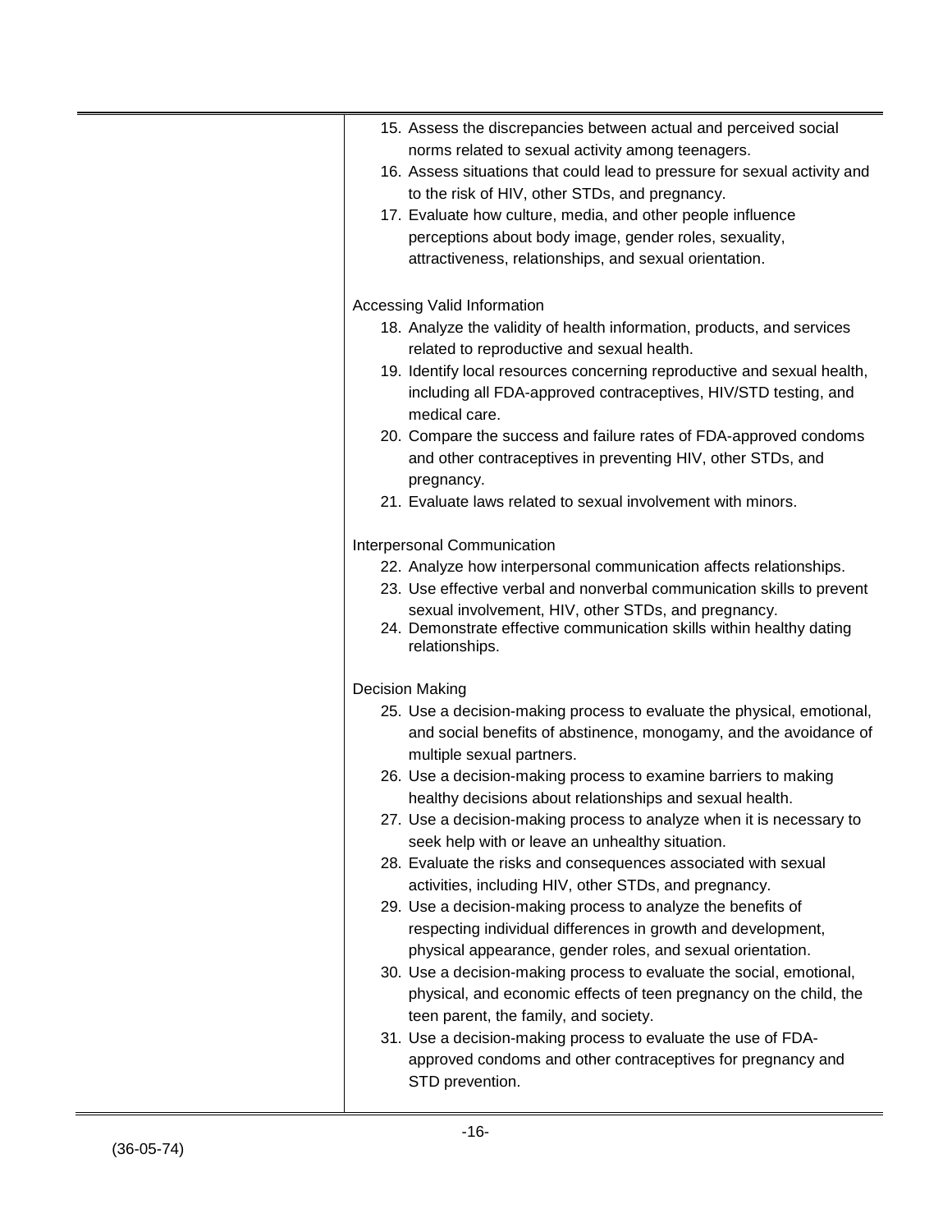15. Assess the discrepancies between actual and perceived social norms related to sexual activity among teenagers.
16. Assess situations that could lead to pressure for sexual activity and to the risk of HIV, other STDs, and pregnancy.
17. Evaluate how culture, media, and other people influence perceptions about body image, gender roles, sexuality, attractiveness, relationships, and sexual orientation.

Accessing Valid Information

18. Analyze the validity of health information, products, and services related to reproductive and sexual health.
19. Identify local resources concerning reproductive and sexual health, including all FDA-approved contraceptives, HIV/STD testing, and medical care.
20. Compare the success and failure rates of FDA-approved condoms and other contraceptives in preventing HIV, other STDs, and pregnancy.
21. Evaluate laws related to sexual involvement with minors.

Interpersonal Communication

22. Analyze how interpersonal communication affects relationships.
23. Use effective verbal and nonverbal communication skills to prevent sexual involvement, HIV, other STDs, and pregnancy.
24. Demonstrate effective communication skills within healthy dating relationships.

Decision Making

25. Use a decision-making process to evaluate the physical, emotional, and social benefits of abstinence, monogamy, and the avoidance of multiple sexual partners.
26. Use a decision-making process to examine barriers to making healthy decisions about relationships and sexual health.
27. Use a decision-making process to analyze when it is necessary to seek help with or leave an unhealthy situation.
28. Evaluate the risks and consequences associated with sexual activities, including HIV, other STDs, and pregnancy.
29. Use a decision-making process to analyze the benefits of respecting individual differences in growth and development, physical appearance, gender roles, and sexual orientation.
30. Use a decision-making process to evaluate the social, emotional, physical, and economic effects of teen pregnancy on the child, the teen parent, the family, and society.
31. Use a decision-making process to evaluate the use of FDA-approved condoms and other contraceptives for pregnancy and STD prevention.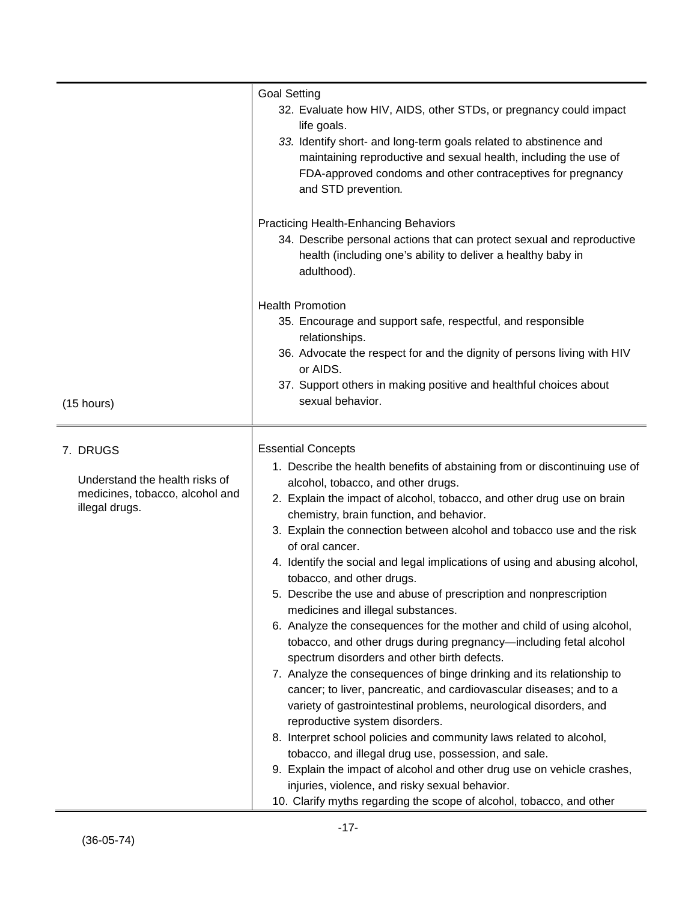| | |
|---|---|
| (15 hours) | Goal Setting<br>32. Evaluate how HIV, AIDS, other STDs, or pregnancy could impact life goals.<br>*33.* Identify short- and long-term goals related to abstinence and maintaining reproductive and sexual health, including the use of FDA-approved condoms and other contraceptives for pregnancy and STD prevention*.*<br><br>Practicing Health-Enhancing Behaviors<br>34. Describe personal actions that can protect sexual and reproductive health (including one's ability to deliver a healthy baby in adulthood).<br><br>Health Promotion<br>35. Encourage and support safe, respectful, and responsible relationships.<br>36. Advocate the respect for and the dignity of persons living with HIV or AIDS.<br>37. Support others in making positive and healthful choices about sexual behavior. |
| 7. DRUGS<br><br>Understand the health risks of medicines, tobacco, alcohol and illegal drugs. | Essential Concepts<br>1. Describe the health benefits of abstaining from or discontinuing use of alcohol, tobacco, and other drugs.<br>2. Explain the impact of alcohol, tobacco, and other drug use on brain chemistry, brain function, and behavior.<br>3. Explain the connection between alcohol and tobacco use and the risk of oral cancer.<br>4. Identify the social and legal implications of using and abusing alcohol, tobacco, and other drugs.<br>5. Describe the use and abuse of prescription and nonprescription medicines and illegal substances.<br>6. Analyze the consequences for the mother and child of using alcohol, tobacco, and other drugs during pregnancy—including fetal alcohol spectrum disorders and other birth defects.<br>7. Analyze the consequences of binge drinking and its relationship to cancer; to liver, pancreatic, and cardiovascular diseases; and to a variety of gastrointestinal problems, neurological disorders, and reproductive system disorders.<br>8. Interpret school policies and community laws related to alcohol, tobacco, and illegal drug use, possession, and sale.<br>9. Explain the impact of alcohol and other drug use on vehicle crashes, injuries, violence, and risky sexual behavior.<br>10. Clarify myths regarding the scope of alcohol, tobacco, and other |

(36-05-74)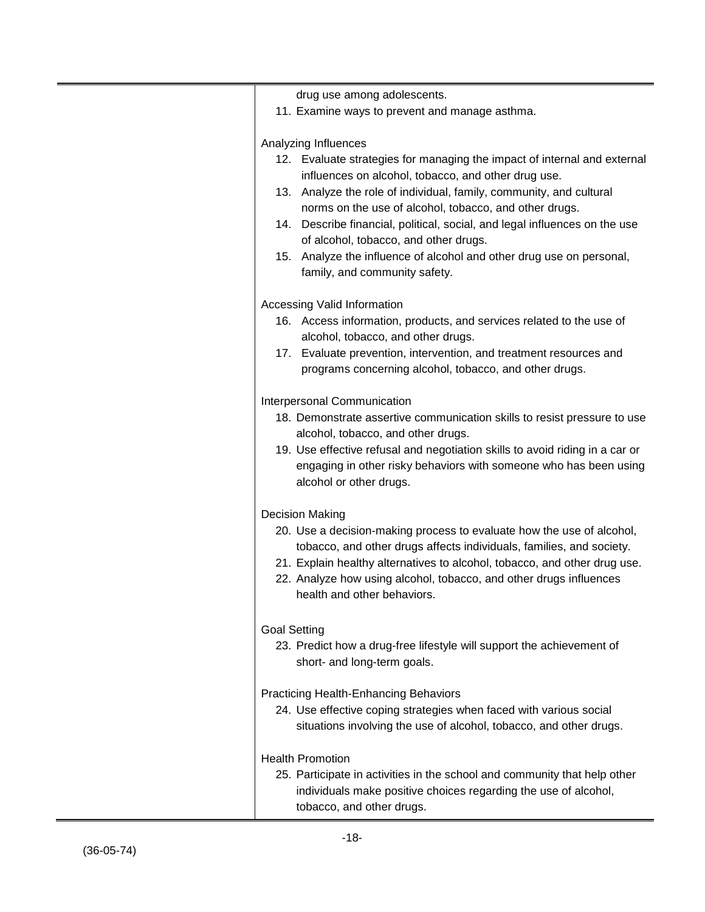drug use among adolescents.

11. Examine ways to prevent and manage asthma.

Analyzing Influences

12. Evaluate strategies for managing the impact of internal and external influences on alcohol, tobacco, and other drug use.
13. Analyze the role of individual, family, community, and cultural norms on the use of alcohol, tobacco, and other drugs.
14. Describe financial, political, social, and legal influences on the use of alcohol, tobacco, and other drugs.
15. Analyze the influence of alcohol and other drug use on personal, family, and community safety.

Accessing Valid Information

16. Access information, products, and services related to the use of alcohol, tobacco, and other drugs.
17. Evaluate prevention, intervention, and treatment resources and programs concerning alcohol, tobacco, and other drugs.

Interpersonal Communication

18. Demonstrate assertive communication skills to resist pressure to use alcohol, tobacco, and other drugs.
19. Use effective refusal and negotiation skills to avoid riding in a car or engaging in other risky behaviors with someone who has been using alcohol or other drugs.

Decision Making

20. Use a decision-making process to evaluate how the use of alcohol, tobacco, and other drugs affects individuals, families, and society.
21. Explain healthy alternatives to alcohol, tobacco, and other drug use.
22. Analyze how using alcohol, tobacco, and other drugs influences health and other behaviors.

Goal Setting

23. Predict how a drug-free lifestyle will support the achievement of short- and long-term goals.

Practicing Health-Enhancing Behaviors

24. Use effective coping strategies when faced with various social situations involving the use of alcohol, tobacco, and other drugs.

Health Promotion

25. Participate in activities in the school and community that help other individuals make positive choices regarding the use of alcohol, tobacco, and other drugs.

(36-05-74)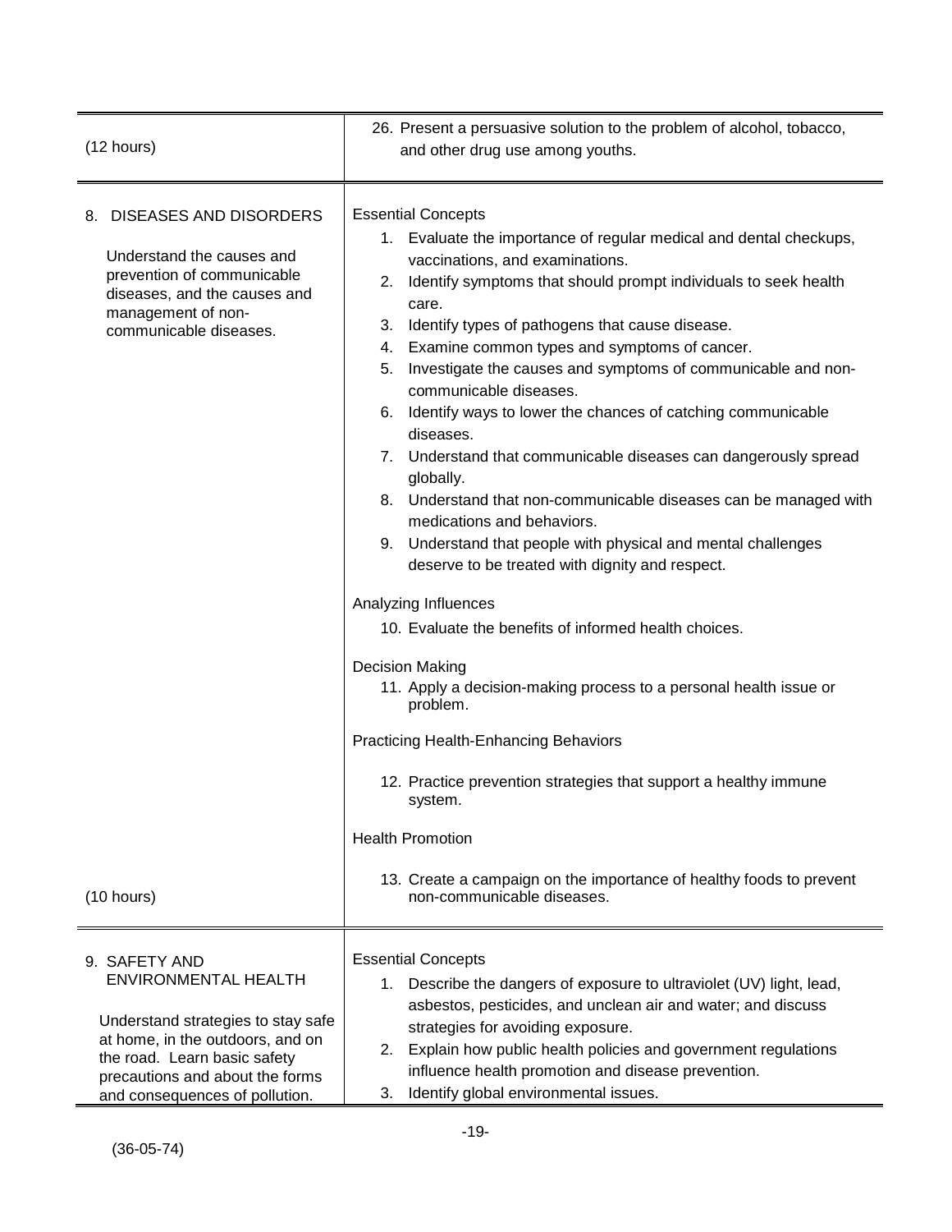| | |
|---|---|
| (12 hours) | 26. Present a persuasive solution to the problem of alcohol, tobacco, and other drug use among youths. |
| 8. DISEASES AND DISORDERS<br><br>Understand the causes and prevention of communicable diseases, and the causes and management of non-communicable diseases.<br><br>(10 hours) | Essential Concepts<br>1. Evaluate the importance of regular medical and dental checkups, vaccinations, and examinations.<br>2. Identify symptoms that should prompt individuals to seek health care.<br>3. Identify types of pathogens that cause disease.<br>4. Examine common types and symptoms of cancer.<br>5. Investigate the causes and symptoms of communicable and non-communicable diseases.<br>6. Identify ways to lower the chances of catching communicable diseases.<br>7. Understand that communicable diseases can dangerously spread globally.<br>8. Understand that non-communicable diseases can be managed with medications and behaviors.<br>9. Understand that people with physical and mental challenges deserve to be treated with dignity and respect.<br><br>Analyzing Influences<br>10. Evaluate the benefits of informed health choices.<br><br>Decision Making<br>11. Apply a decision-making process to a personal health issue or problem.<br><br>Practicing Health-Enhancing Behaviors<br>12. Practice prevention strategies that support a healthy immune system.<br><br>Health Promotion<br>13. Create a campaign on the importance of healthy foods to prevent non-communicable diseases. |
| 9. SAFETY AND ENVIRONMENTAL HEALTH<br><br>Understand strategies to stay safe at home, in the outdoors, and on the road. Learn basic safety precautions and about the forms and consequences of pollution. | Essential Concepts<br>1. Describe the dangers of exposure to ultraviolet (UV) light, lead, asbestos, pesticides, and unclean air and water; and discuss strategies for avoiding exposure.<br>2. Explain how public health policies and government regulations influence health promotion and disease prevention.<br>3. Identify global environmental issues. |

(36-05-74)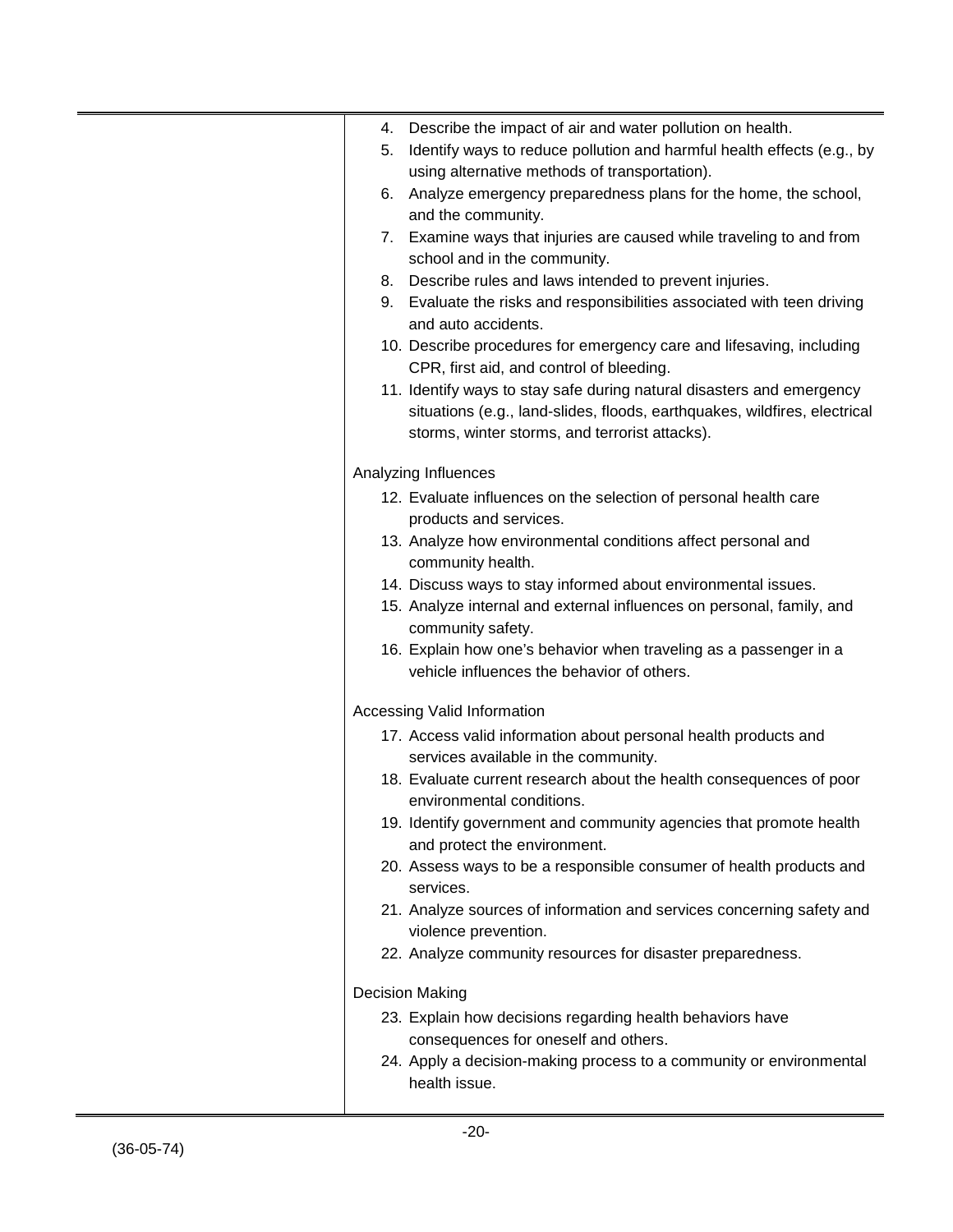4. Describe the impact of air and water pollution on health.
5. Identify ways to reduce pollution and harmful health effects (e.g., by using alternative methods of transportation).
6. Analyze emergency preparedness plans for the home, the school, and the community.
7. Examine ways that injuries are caused while traveling to and from school and in the community.
8. Describe rules and laws intended to prevent injuries.
9. Evaluate the risks and responsibilities associated with teen driving and auto accidents.
10. Describe procedures for emergency care and lifesaving, including CPR, first aid, and control of bleeding.
11. Identify ways to stay safe during natural disasters and emergency situations (e.g., land-slides, floods, earthquakes, wildfires, electrical storms, winter storms, and terrorist attacks).

Analyzing Influences

12. Evaluate influences on the selection of personal health care products and services.
13. Analyze how environmental conditions affect personal and community health.
14. Discuss ways to stay informed about environmental issues.
15. Analyze internal and external influences on personal, family, and community safety.
16. Explain how one's behavior when traveling as a passenger in a vehicle influences the behavior of others.

Accessing Valid Information

17. Access valid information about personal health products and services available in the community.
18. Evaluate current research about the health consequences of poor environmental conditions.
19. Identify government and community agencies that promote health and protect the environment.
20. Assess ways to be a responsible consumer of health products and services.
21. Analyze sources of information and services concerning safety and violence prevention.
22. Analyze community resources for disaster preparedness.

Decision Making

23. Explain how decisions regarding health behaviors have consequences for oneself and others.
24. Apply a decision-making process to a community or environmental health issue.

(36-05-74)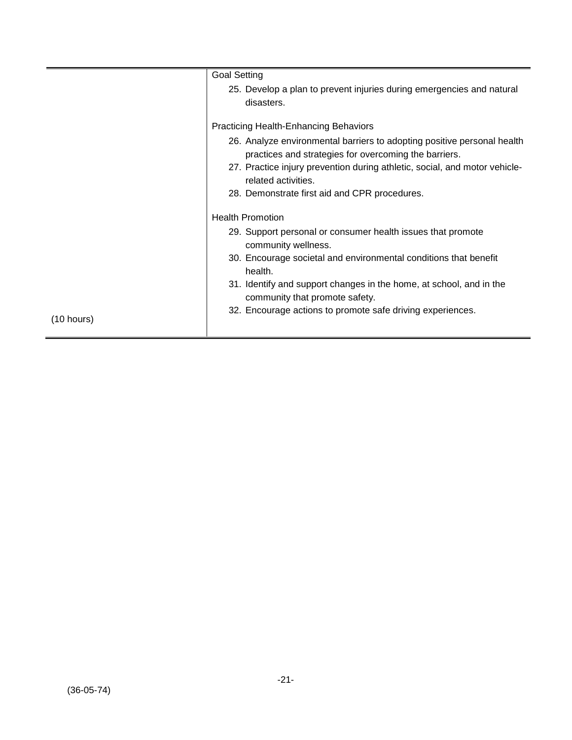| | |
|---|---|
| | Goal Setting<br>25. Develop a plan to prevent injuries during emergencies and natural disasters.<br><br>Practicing Health-Enhancing Behaviors<br>26. Analyze environmental barriers to adopting positive personal health practices and strategies for overcoming the barriers.<br>27. Practice injury prevention during athletic, social, and motor vehicle-related activities.<br>28. Demonstrate first aid and CPR procedures.<br><br>Health Promotion<br>29. Support personal or consumer health issues that promote community wellness.<br>30. Encourage societal and environmental conditions that benefit health.<br>31. Identify and support changes in the home, at school, and in the community that promote safety.<br>32. Encourage actions to promote safe driving experiences. |
| (10 hours) | |

(36-05-74)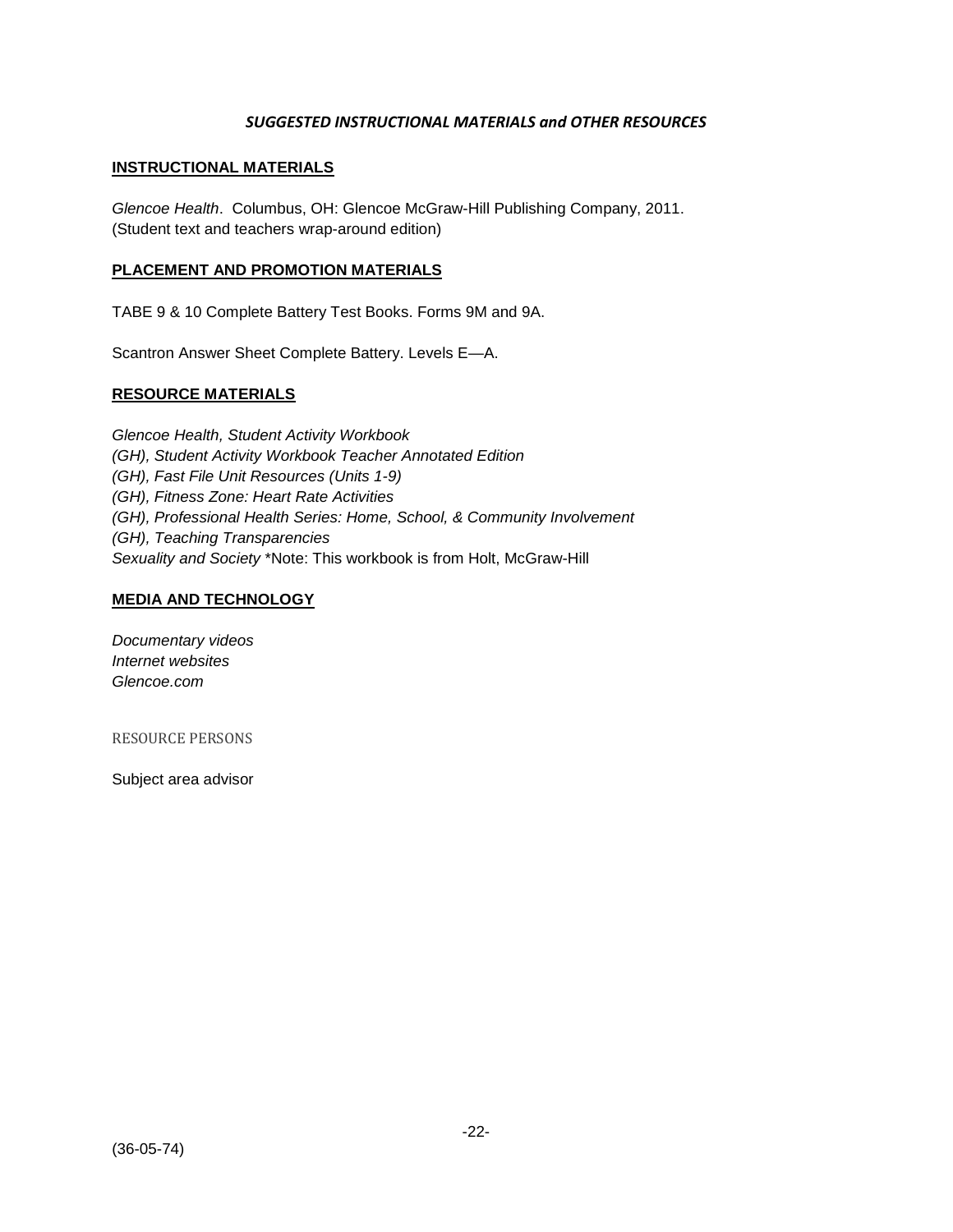## *SUGGESTED INSTRUCTIONAL MATERIALS and OTHER RESOURCES*

### INSTRUCTIONAL MATERIALS

*Glencoe Health*. Columbus, OH: Glencoe McGraw-Hill Publishing Company, 2011.
(Student text and teachers wrap-around edition)

### PLACEMENT AND PROMOTION MATERIALS

TABE 9 & 10 Complete Battery Test Books. Forms 9M and 9A.

Scantron Answer Sheet Complete Battery. Levels E—A.

### RESOURCE MATERIALS

*Glencoe Health, Student Activity Workbook*
*(GH), Student Activity Workbook Teacher Annotated Edition*
*(GH), Fast File Unit Resources (Units 1-9)*
*(GH), Fitness Zone: Heart Rate Activities*
*(GH), Professional Health Series: Home, School, & Community Involvement*
*(GH), Teaching Transparencies*
*Sexuality and Society* *Note: This workbook is from Holt, McGraw-Hill

### MEDIA AND TECHNOLOGY

*Documentary videos*
*Internet websites*
*Glencoe.com*

### RESOURCE PERSONS

Subject area advisor

(36-05-74)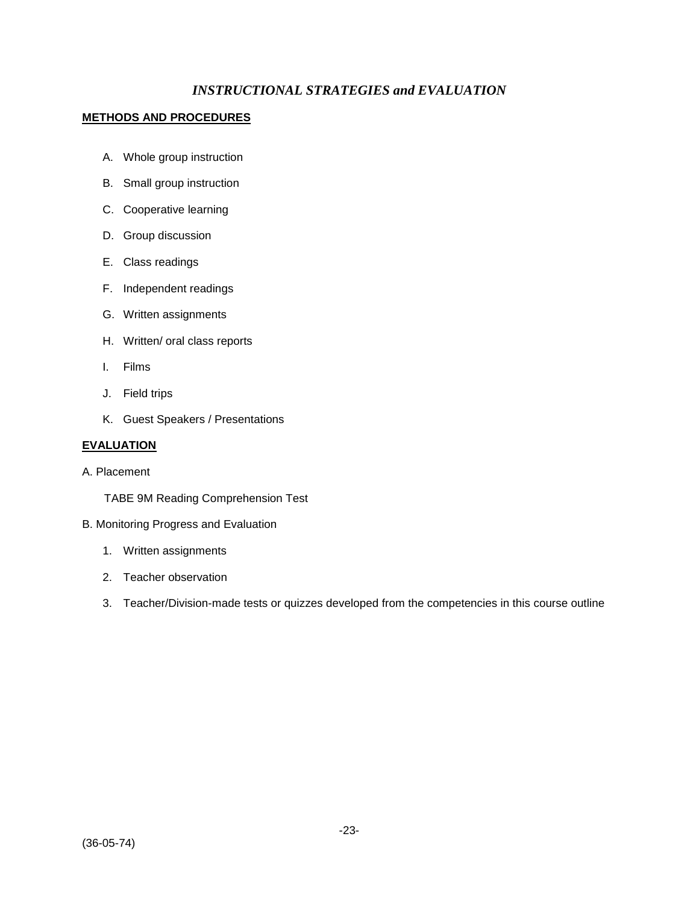# *INSTRUCTIONAL STRATEGIES and EVALUATION*

## METHODS AND PROCEDURES

A. Whole group instruction

B. Small group instruction

C. Cooperative learning

D. Group discussion

E. Class readings

F. Independent readings

G. Written assignments

H. Written/ oral class reports

I. Films

J. Field trips

K. Guest Speakers / Presentations

## EVALUATION

A. Placement

TABE 9M Reading Comprehension Test

B. Monitoring Progress and Evaluation

1. Written assignments
2. Teacher observation
3. Teacher/Division-made tests or quizzes developed from the competencies in this course outline

(36-05-74)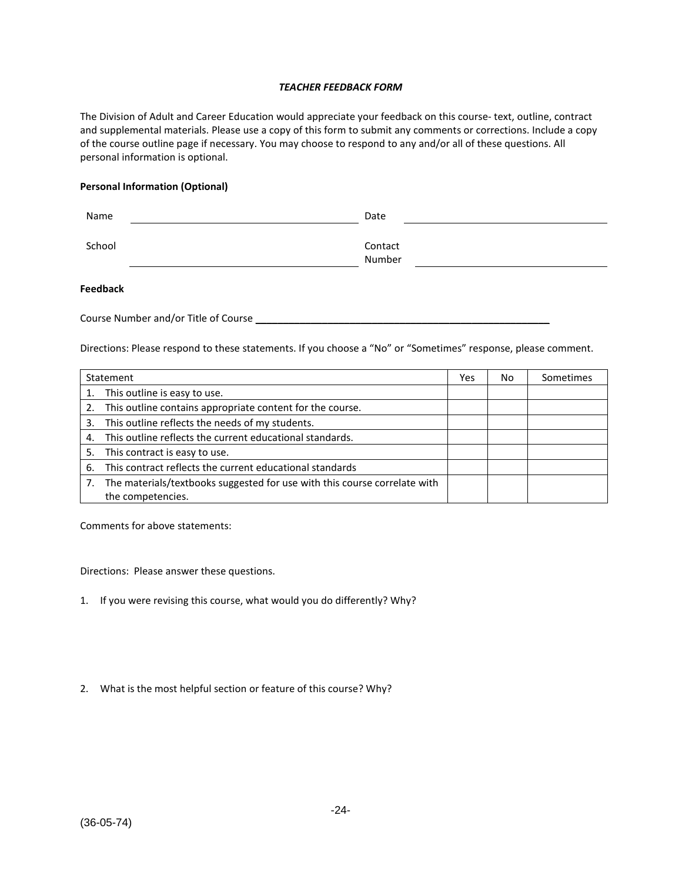### *TEACHER FEEDBACK FORM*

The Division of Adult and Career Education would appreciate your feedback on this course- text, outline, contract and supplemental materials. Please use a copy of this form to submit any comments or corrections. Include a copy of the course outline page if necessary. You may choose to respond to any and/or all of these questions. All personal information is optional.

**Personal Information (Optional)**

Name ______________________________ Date ______________________________

School ______________________________ Contact Number ______________________________

**Feedback**

Course Number and/or Title of Course ______________________________________________

Directions: Please respond to these statements. If you choose a "No" or "Sometimes" response, please comment.

| Statement | Yes | No | Sometimes |
|---|---|---|---|
| 1. This outline is easy to use. | | | |
| 2. This outline contains appropriate content for the course. | | | |
| 3. This outline reflects the needs of my students. | | | |
| 4. This outline reflects the current educational standards. | | | |
| 5. This contract is easy to use. | | | |
| 6. This contract reflects the current educational standards | | | |
| 7. The materials/textbooks suggested for use with this course correlate with the competencies. | | | |

Comments for above statements:

Directions: Please answer these questions.

1. If you were revising this course, what would you do differently? Why?

2. What is the most helpful section or feature of this course? Why?

(36-05-74)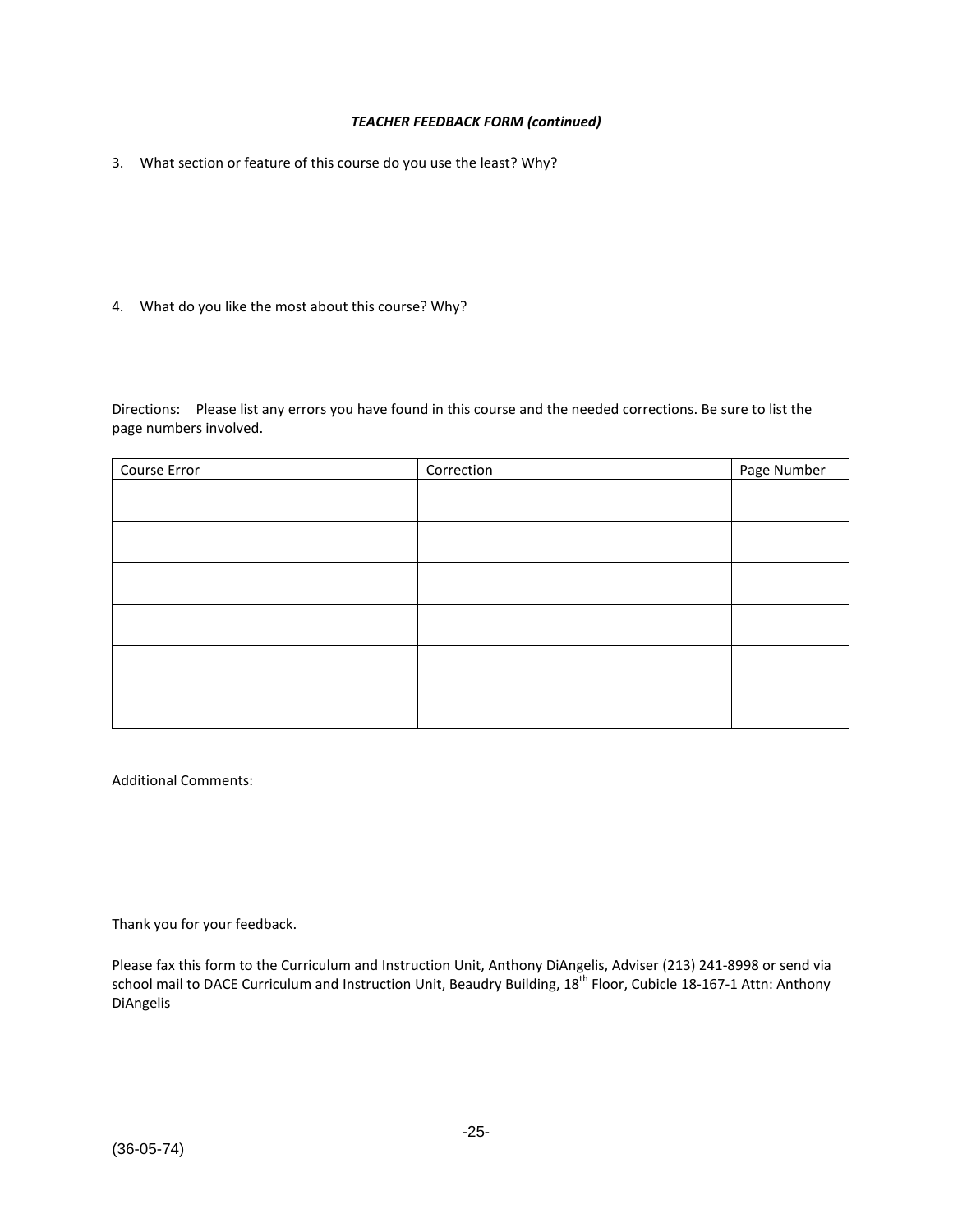***TEACHER FEEDBACK FORM (continued)***

3. What section or feature of this course do you use the least? Why?

4. What do you like the most about this course? Why?

Directions: Please list any errors you have found in this course and the needed corrections. Be sure to list the page numbers involved.

| Course Error | Correction | Page Number |
|---|---|---|
| | | |
| | | |
| | | |
| | | |
| | | |
| | | |

Additional Comments:

Thank you for your feedback.

Please fax this form to the Curriculum and Instruction Unit, Anthony DiAngelis, Adviser (213) 241-8998 or send via school mail to DACE Curriculum and Instruction Unit, Beaudry Building, 18th Floor, Cubicle 18-167-1 Attn: Anthony DiAngelis

(36-05-74)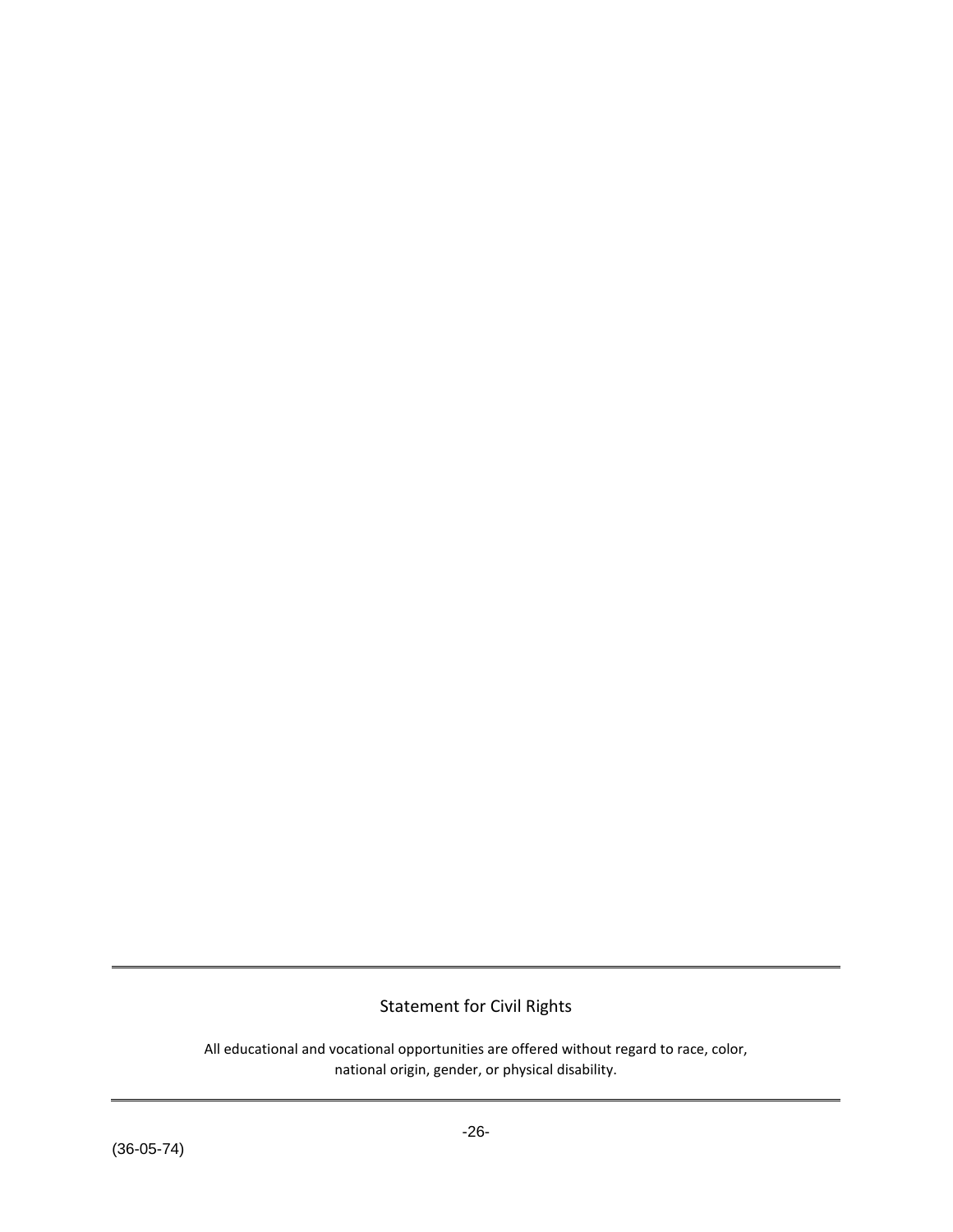## Statement for Civil Rights

All educational and vocational opportunities are offered without regard to race, color, national origin, gender, or physical disability.

(36-05-74)